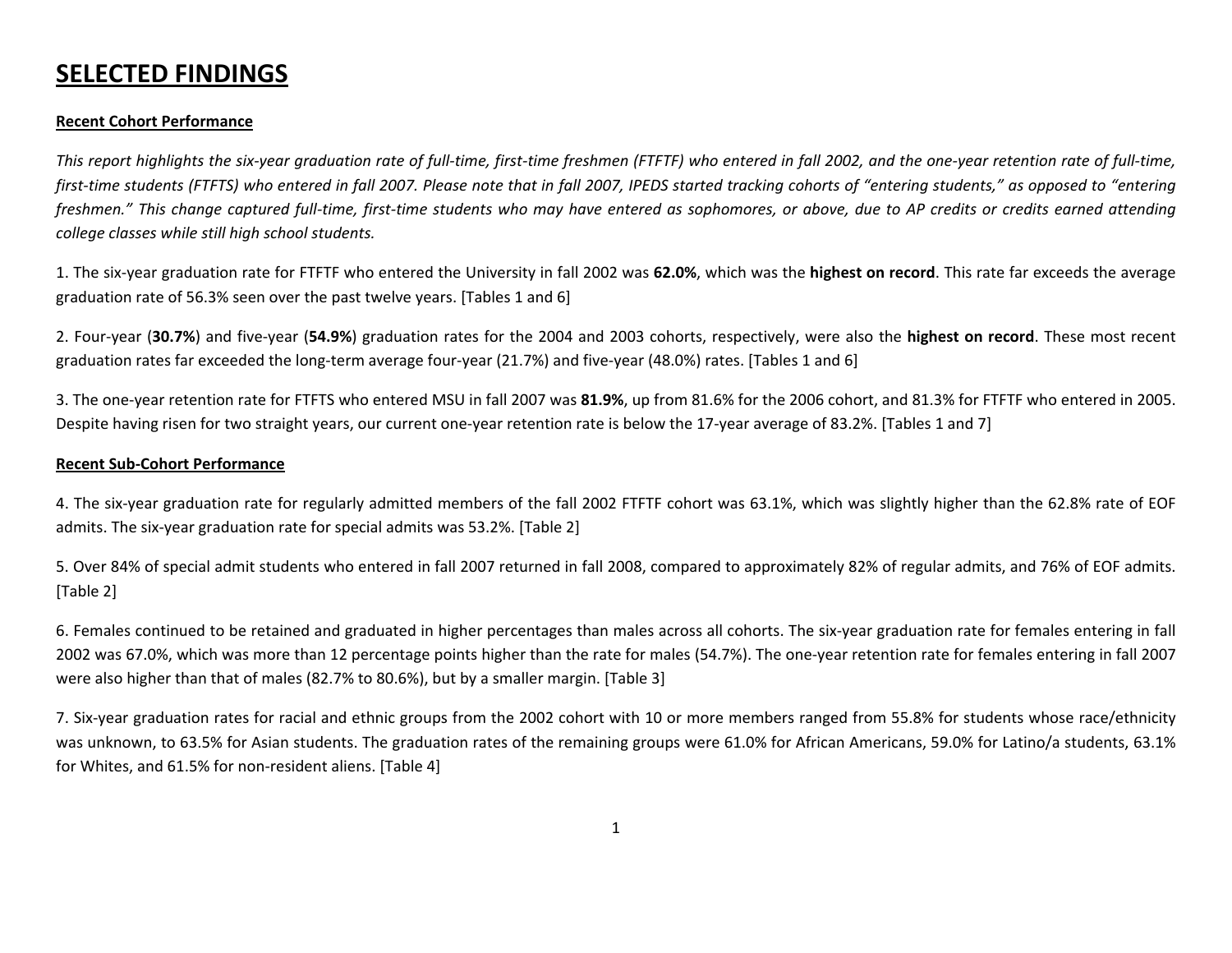# SELECTED FINDINGS

**Recent Cohort Performance**

*This report highlights the six-year graduation rate of full-time, first-time freshmen (FTFTF) who entered in fall 2002, and the one-year retention rate of full-time, first-time students (FTFTS) who entered in fall 2007. Please note that in fall 2007, IPEDS started tracking cohorts of "entering students," as opposed to "entering freshmen." This change captured full-time, first-time students who may have entered as sophomores, or above, due to AP credits or credits earned attending college classes while still high school students.*

1. The six-year graduation rate for FTFTF who entered the University in fall 2002 was **62.0%**, which was the **highest on record**. This rate far exceeds the average graduation rate of 56.3% seen over the past twelve years. [Tables 1 and 6]

2. Four-year (**30.7%**) and five-year (**54.9%**) graduation rates for the 2004 and 2003 cohorts, respectively, were also the **highest on record**. These most recent graduation rates far exceeded the long-term average four-year (21.7%) and five-year (48.0%) rates. [Tables 1 and 6]

3. The one-year retention rate for FTFTS who entered MSU in fall 2007 was **81.9%**, up from 81.6% for the 2006 cohort, and 81.3% for FTFTF who entered in 2005. Despite having risen for two straight years, our current one-year retention rate is below the 17-year average of 83.2%. [Tables 1 and 7]

**Recent Sub-Cohort Performance**

4. The six-year graduation rate for regularly admitted members of the fall 2002 FTFTF cohort was 63.1%, which was slightly higher than the 62.8% rate of EOF admits. The six-year graduation rate for special admits was 53.2%. [Table 2]

5. Over 84% of special admit students who entered in fall 2007 returned in fall 2008, compared to approximately 82% of regular admits, and 76% of EOF admits. [Table 2]

6. Females continued to be retained and graduated in higher percentages than males across all cohorts. The six-year graduation rate for females entering in fall 2002 was 67.0%, which was more than 12 percentage points higher than the rate for males (54.7%). The one-year retention rate for females entering in fall 2007 were also higher than that of males (82.7% to 80.6%), but by a smaller margin. [Table 3]

7. Six-year graduation rates for racial and ethnic groups from the 2002 cohort with 10 or more members ranged from 55.8% for students whose race/ethnicity was unknown, to 63.5% for Asian students. The graduation rates of the remaining groups were 61.0% for African Americans, 59.0% for Latino/a students, 63.1% for Whites, and 61.5% for non-resident aliens. [Table 4]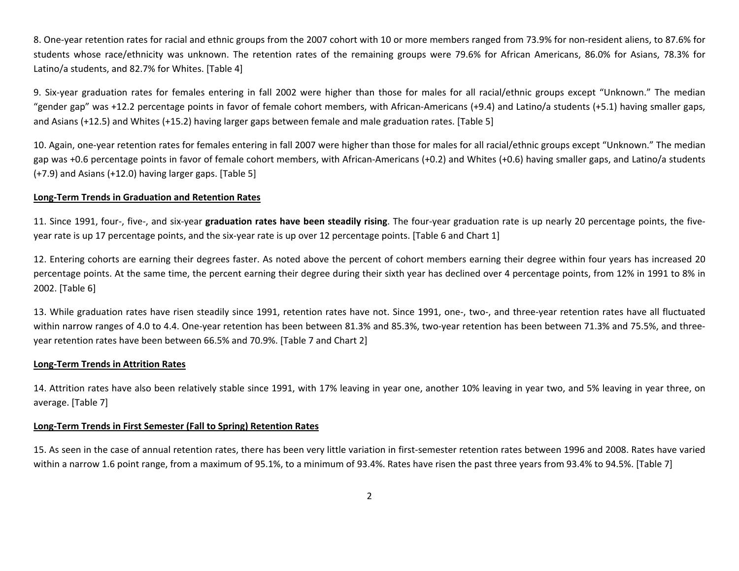8. One-year retention rates for racial and ethnic groups from the 2007 cohort with 10 or more members ranged from 73.9% for non-resident aliens, to 87.6% for students whose race/ethnicity was unknown. The retention rates of the remaining groups were 79.6% for African Americans, 86.0% for Asians, 78.3% for Latino/a students, and 82.7% for Whites. [Table 4]

9. Six-year graduation rates for females entering in fall 2002 were higher than those for males for all racial/ethnic groups except "Unknown." The median "gender gap" was +12.2 percentage points in favor of female cohort members, with African-Americans (+9.4) and Latino/a students (+5.1) having smaller gaps, and Asians (+12.5) and Whites (+15.2) having larger gaps between female and male graduation rates. [Table 5]

10. Again, one-year retention rates for females entering in fall 2007 were higher than those for males for all racial/ethnic groups except "Unknown." The median gap was +0.6 percentage points in favor of female cohort members, with African-Americans (+0.2) and Whites (+0.6) having smaller gaps, and Latino/a students (+7.9) and Asians (+12.0) having larger gaps. [Table 5]

**Long-Term Trends in Graduation and Retention Rates**

11. Since 1991, four-, five-, and six-year **graduation rates have been steadily rising**. The four-year graduation rate is up nearly 20 percentage points, the five-year rate is up 17 percentage points, and the six-year rate is up over 12 percentage points. [Table 6 and Chart 1]

12. Entering cohorts are earning their degrees faster. As noted above the percent of cohort members earning their degree within four years has increased 20 percentage points. At the same time, the percent earning their degree during their sixth year has declined over 4 percentage points, from 12% in 1991 to 8% in 2002. [Table 6]

13. While graduation rates have risen steadily since 1991, retention rates have not. Since 1991, one-, two-, and three-year retention rates have all fluctuated within narrow ranges of 4.0 to 4.4. One-year retention has been between 81.3% and 85.3%, two-year retention has been between 71.3% and 75.5%, and three-year retention rates have been between 66.5% and 70.9%. [Table 7 and Chart 2]

**Long-Term Trends in Attrition Rates**

14. Attrition rates have also been relatively stable since 1991, with 17% leaving in year one, another 10% leaving in year two, and 5% leaving in year three, on average. [Table 7]

**Long-Term Trends in First Semester (Fall to Spring) Retention Rates**

15. As seen in the case of annual retention rates, there has been very little variation in first-semester retention rates between 1996 and 2008. Rates have varied within a narrow 1.6 point range, from a maximum of 95.1%, to a minimum of 93.4%. Rates have risen the past three years from 93.4% to 94.5%. [Table 7]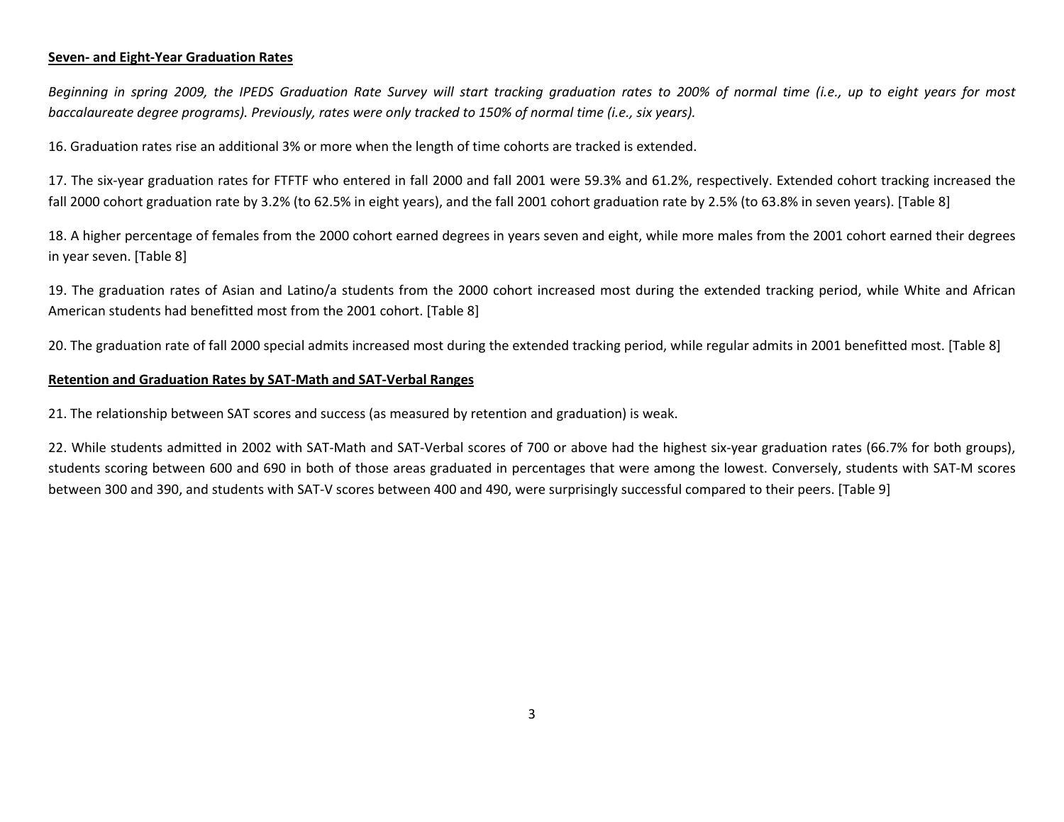**Seven- and Eight-Year Graduation Rates**

*Beginning in spring 2009, the IPEDS Graduation Rate Survey will start tracking graduation rates to 200% of normal time (i.e., up to eight years for most baccalaureate degree programs). Previously, rates were only tracked to 150% of normal time (i.e., six years).*

16. Graduation rates rise an additional 3% or more when the length of time cohorts are tracked is extended.

17. The six-year graduation rates for FTFTF who entered in fall 2000 and fall 2001 were 59.3% and 61.2%, respectively. Extended cohort tracking increased the fall 2000 cohort graduation rate by 3.2% (to 62.5% in eight years), and the fall 2001 cohort graduation rate by 2.5% (to 63.8% in seven years). [Table 8]

18. A higher percentage of females from the 2000 cohort earned degrees in years seven and eight, while more males from the 2001 cohort earned their degrees in year seven. [Table 8]

19. The graduation rates of Asian and Latino/a students from the 2000 cohort increased most during the extended tracking period, while White and African American students had benefitted most from the 2001 cohort. [Table 8]

20. The graduation rate of fall 2000 special admits increased most during the extended tracking period, while regular admits in 2001 benefitted most. [Table 8]

**Retention and Graduation Rates by SAT-Math and SAT-Verbal Ranges**

21. The relationship between SAT scores and success (as measured by retention and graduation) is weak.

22. While students admitted in 2002 with SAT-Math and SAT-Verbal scores of 700 or above had the highest six-year graduation rates (66.7% for both groups), students scoring between 600 and 690 in both of those areas graduated in percentages that were among the lowest. Conversely, students with SAT-M scores between 300 and 390, and students with SAT-V scores between 400 and 490, were surprisingly successful compared to their peers. [Table 9]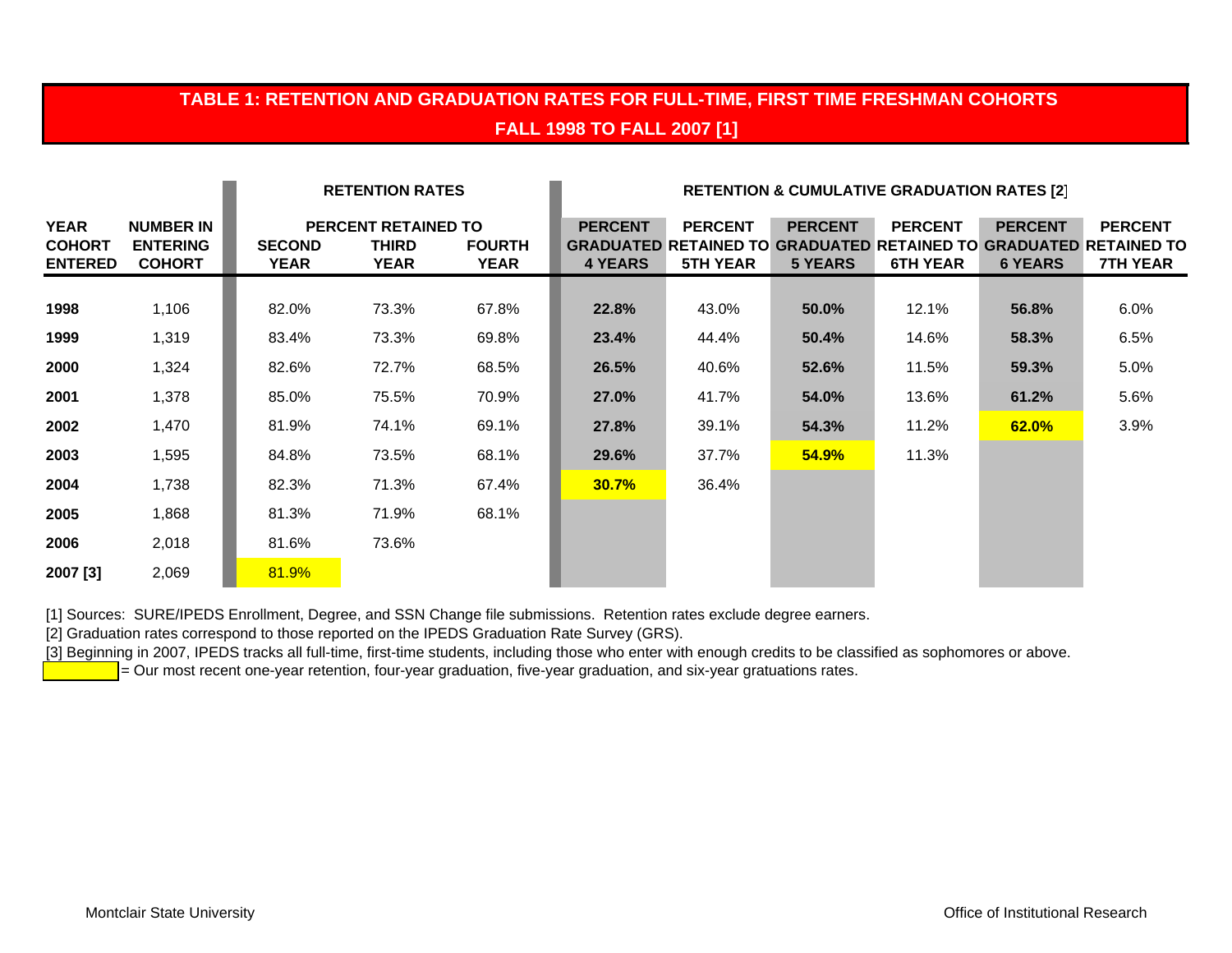## TABLE 1: RETENTION AND GRADUATION RATES FOR FULL-TIME, FIRST TIME FRESHMAN COHORTS FALL 1998 TO FALL 2007 [1]

| | | RETENTION RATES | | | RETENTION & CUMULATIVE GRADUATION RATES [2] | | | | | |
|---|---|---|---|---|---|---|---|---|---|---|
| | | PERCENT RETAINED TO | | | | | | | | |
| **YEAR COHORT ENTERED** | **NUMBER IN ENTERING COHORT** | **SECOND YEAR** | **THIRD YEAR** | **FOURTH YEAR** | **PERCENT GRADUATED 4 YEARS** | **PERCENT RETAINED TO 5TH YEAR** | **PERCENT GRADUATED 5 YEARS** | **PERCENT RETAINED TO 6TH YEAR** | **PERCENT GRADUATED 6 YEARS** | **PERCENT RETAINED TO 7TH YEAR** |
| **1998** | 1,106 | 82.0% | 73.3% | 67.8% | **22.8%** | 43.0% | **50.0%** | 12.1% | **56.8%** | 6.0% |
| **1999** | 1,319 | 83.4% | 73.3% | 69.8% | **23.4%** | 44.4% | **50.4%** | 14.6% | **58.3%** | 6.5% |
| **2000** | 1,324 | 82.6% | 72.7% | 68.5% | **26.5%** | 40.6% | **52.6%** | 11.5% | **59.3%** | 5.0% |
| **2001** | 1,378 | 85.0% | 75.5% | 70.9% | **27.0%** | 41.7% | **54.0%** | 13.6% | **61.2%** | 5.6% |
| **2002** | 1,470 | 81.9% | 74.1% | 69.1% | **27.8%** | 39.1% | **54.3%** | 11.2% | **62.0%** | 3.9% |
| **2003** | 1,595 | 84.8% | 73.5% | 68.1% | **29.6%** | 37.7% | **54.9%** | 11.3% | | |
| **2004** | 1,738 | 82.3% | 71.3% | 67.4% | **30.7%** | 36.4% | | | | |
| **2005** | 1,868 | 81.3% | 71.9% | 68.1% | | | | | | |
| **2006** | 2,018 | 81.6% | 73.6% | | | | | | | |
| **2007 [3]** | 2,069 | 81.9% | | | | | | | | |

[1] Sources: SURE/IPEDS Enrollment, Degree, and SSN Change file submissions. Retention rates exclude degree earners.

[2] Graduation rates correspond to those reported on the IPEDS Graduation Rate Survey (GRS).

[3] Beginning in 2007, IPEDS tracks all full-time, first-time students, including those who enter with enough credits to be classified as sophomores or above.

(highlighted) = Our most recent one-year retention, four-year graduation, five-year graduation, and six-year gratuations rates.

Montclair State University

Office of Institutional Research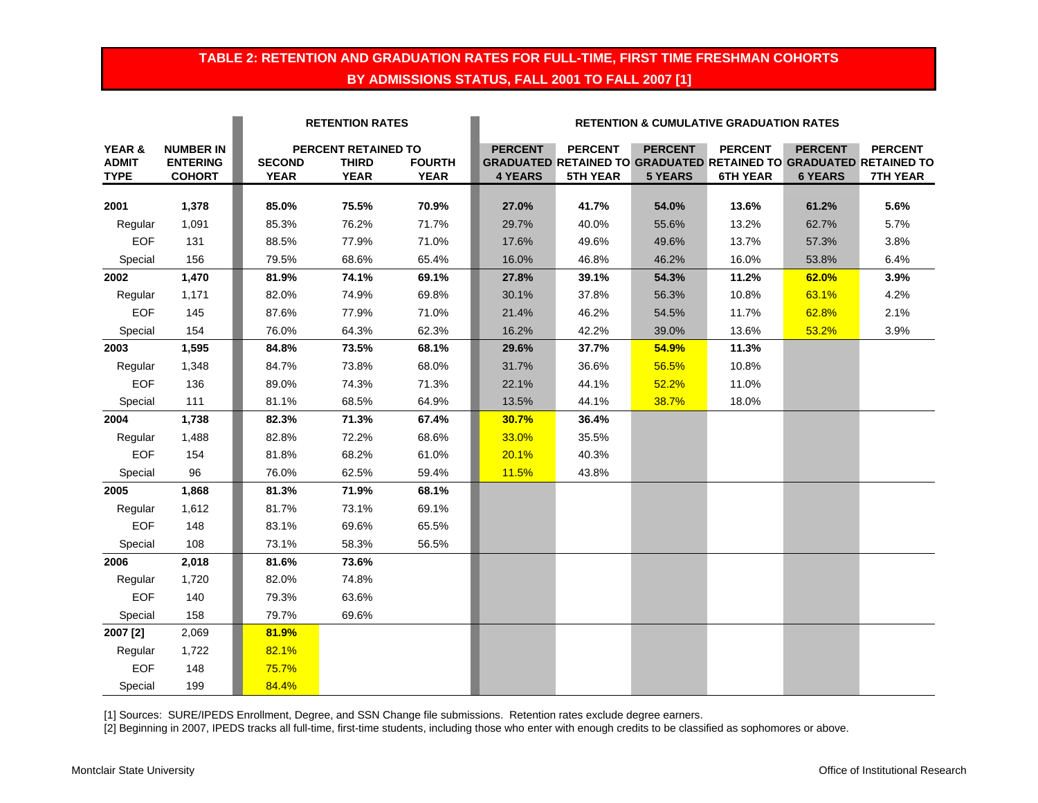## TABLE 2: RETENTION AND GRADUATION RATES FOR FULL-TIME, FIRST TIME FRESHMAN COHORTS BY ADMISSIONS STATUS, FALL 2001 TO FALL 2007 [1]

| YEAR & ADMIT TYPE | NUMBER IN ENTERING COHORT | RETENTION RATES: PERCENT RETAINED TO SECOND YEAR | THIRD YEAR | FOURTH YEAR | RETENTION & CUMULATIVE GRADUATION RATES: PERCENT GRADUATED 4 YEARS | PERCENT RETAINED TO 5TH YEAR | PERCENT GRADUATED 5 YEARS | PERCENT RETAINED TO 6TH YEAR | PERCENT GRADUATED 6 YEARS | PERCENT RETAINED TO 7TH YEAR |
|---|---|---|---|---|---|---|---|---|---|---|
| **2001** | **1,378** | **85.0%** | **75.5%** | **70.9%** | **27.0%** | **41.7%** | **54.0%** | **13.6%** | **61.2%** | **5.6%** |
| Regular | 1,091 | 85.3% | 76.2% | 71.7% | 29.7% | 40.0% | 55.6% | 13.2% | 62.7% | 5.7% |
| EOF | 131 | 88.5% | 77.9% | 71.0% | 17.6% | 49.6% | 49.6% | 13.7% | 57.3% | 3.8% |
| Special | 156 | 79.5% | 68.6% | 65.4% | 16.0% | 46.8% | 46.2% | 16.0% | 53.8% | 6.4% |
| **2002** | **1,470** | **81.9%** | **74.1%** | **69.1%** | **27.8%** | **39.1%** | **54.3%** | **11.2%** | **62.0%** | **3.9%** |
| Regular | 1,171 | 82.0% | 74.9% | 69.8% | 30.1% | 37.8% | 56.3% | 10.8% | 63.1% | 4.2% |
| EOF | 145 | 87.6% | 77.9% | 71.0% | 21.4% | 46.2% | 54.5% | 11.7% | 62.8% | 2.1% |
| Special | 154 | 76.0% | 64.3% | 62.3% | 16.2% | 42.2% | 39.0% | 13.6% | 53.2% | 3.9% |
| **2003** | **1,595** | **84.8%** | **73.5%** | **68.1%** | **29.6%** | **37.7%** | **54.9%** | **11.3%** | | |
| Regular | 1,348 | 84.7% | 73.8% | 68.0% | 31.7% | 36.6% | 56.5% | 10.8% | | |
| EOF | 136 | 89.0% | 74.3% | 71.3% | 22.1% | 44.1% | 52.2% | 11.0% | | |
| Special | 111 | 81.1% | 68.5% | 64.9% | 13.5% | 44.1% | 38.7% | 18.0% | | |
| **2004** | **1,738** | **82.3%** | **71.3%** | **67.4%** | **30.7%** | **36.4%** | | | | |
| Regular | 1,488 | 82.8% | 72.2% | 68.6% | 33.0% | 35.5% | | | | |
| EOF | 154 | 81.8% | 68.2% | 61.0% | 20.1% | 40.3% | | | | |
| Special | 96 | 76.0% | 62.5% | 59.4% | 11.5% | 43.8% | | | | |
| **2005** | **1,868** | **81.3%** | **71.9%** | **68.1%** | | | | | | |
| Regular | 1,612 | 81.7% | 73.1% | 69.1% | | | | | | |
| EOF | 148 | 83.1% | 69.6% | 65.5% | | | | | | |
| Special | 108 | 73.1% | 58.3% | 56.5% | | | | | | |
| **2006** | **2,018** | **81.6%** | **73.6%** | | | | | | | |
| Regular | 1,720 | 82.0% | 74.8% | | | | | | | |
| EOF | 140 | 79.3% | 63.6% | | | | | | | |
| Special | 158 | 79.7% | 69.6% | | | | | | | |
| **2007 [2]** | 2,069 | **81.9%** | | | | | | | | |
| Regular | 1,722 | 82.1% | | | | | | | | |
| EOF | 148 | 75.7% | | | | | | | | |
| Special | 199 | 84.4% | | | | | | | | |

[1] Sources: SURE/IPEDS Enrollment, Degree, and SSN Change file submissions. Retention rates exclude degree earners.

[2] Beginning in 2007, IPEDS tracks all full-time, first-time students, including those who enter with enough credits to be classified as sophomores or above.

Montclair State University — Office of Institutional Research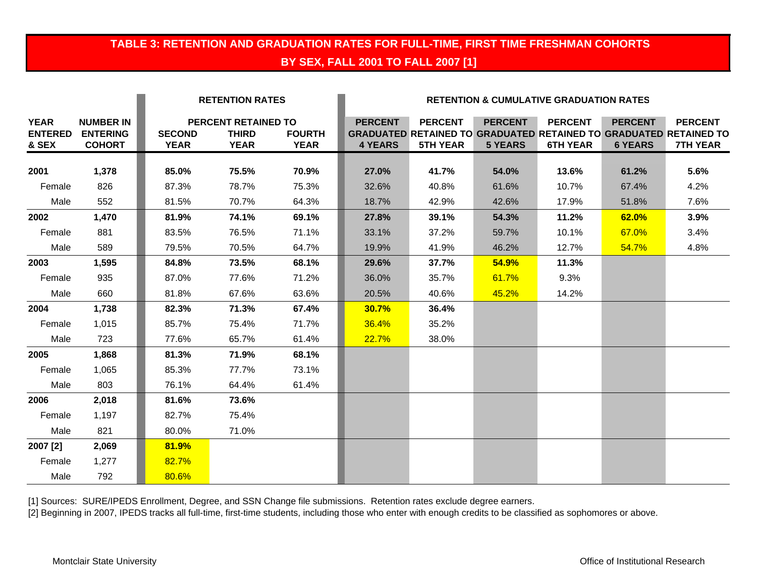# TABLE 3: RETENTION AND GRADUATION RATES FOR FULL-TIME, FIRST TIME FRESHMAN COHORTS BY SEX, FALL 2001 TO FALL 2007 [1]

| | | RETENTION RATES | | | RETENTION & CUMULATIVE GRADUATION RATES | | | | | |
|---|---|---|---|---|---|---|---|---|---|---|
| | | PERCENT RETAINED TO | | | | | | | | |
| YEAR ENTERED & SEX | NUMBER IN ENTERING COHORT | SECOND YEAR | THIRD YEAR | FOURTH YEAR | PERCENT GRADUATED 4 YEARS | PERCENT RETAINED TO 5TH YEAR | PERCENT GRADUATED 5 YEARS | PERCENT RETAINED TO 6TH YEAR | PERCENT GRADUATED 6 YEARS | PERCENT RETAINED TO 7TH YEAR |
| **2001** | **1,378** | **85.0%** | **75.5%** | **70.9%** | **27.0%** | **41.7%** | **54.0%** | **13.6%** | **61.2%** | **5.6%** |
| Female | 826 | 87.3% | 78.7% | 75.3% | 32.6% | 40.8% | 61.6% | 10.7% | 67.4% | 4.2% |
| Male | 552 | 81.5% | 70.7% | 64.3% | 18.7% | 42.9% | 42.6% | 17.9% | 51.8% | 7.6% |
| **2002** | **1,470** | **81.9%** | **74.1%** | **69.1%** | **27.8%** | **39.1%** | **54.3%** | **11.2%** | **62.0%** | **3.9%** |
| Female | 881 | 83.5% | 76.5% | 71.1% | 33.1% | 37.2% | 59.7% | 10.1% | 67.0% | 3.4% |
| Male | 589 | 79.5% | 70.5% | 64.7% | 19.9% | 41.9% | 46.2% | 12.7% | 54.7% | 4.8% |
| **2003** | **1,595** | **84.8%** | **73.5%** | **68.1%** | **29.6%** | **37.7%** | **54.9%** | **11.3%** | | |
| Female | 935 | 87.0% | 77.6% | 71.2% | 36.0% | 35.7% | 61.7% | 9.3% | | |
| Male | 660 | 81.8% | 67.6% | 63.6% | 20.5% | 40.6% | 45.2% | 14.2% | | |
| **2004** | **1,738** | **82.3%** | **71.3%** | **67.4%** | **30.7%** | **36.4%** | | | | |
| Female | 1,015 | 85.7% | 75.4% | 71.7% | 36.4% | 35.2% | | | | |
| Male | 723 | 77.6% | 65.7% | 61.4% | 22.7% | 38.0% | | | | |
| **2005** | **1,868** | **81.3%** | **71.9%** | **68.1%** | | | | | | |
| Female | 1,065 | 85.3% | 77.7% | 73.1% | | | | | | |
| Male | 803 | 76.1% | 64.4% | 61.4% | | | | | | |
| **2006** | **2,018** | **81.6%** | **73.6%** | | | | | | | |
| Female | 1,197 | 82.7% | 75.4% | | | | | | | |
| Male | 821 | 80.0% | 71.0% | | | | | | | |
| **2007 [2]** | **2,069** | **81.9%** | | | | | | | | |
| Female | 1,277 | 82.7% | | | | | | | | |
| Male | 792 | 80.6% | | | | | | | | |

[1] Sources: SURE/IPEDS Enrollment, Degree, and SSN Change file submissions. Retention rates exclude degree earners.

[2] Beginning in 2007, IPEDS tracks all full-time, first-time students, including those who enter with enough credits to be classified as sophomores or above.

Montclair State University

Office of Institutional Research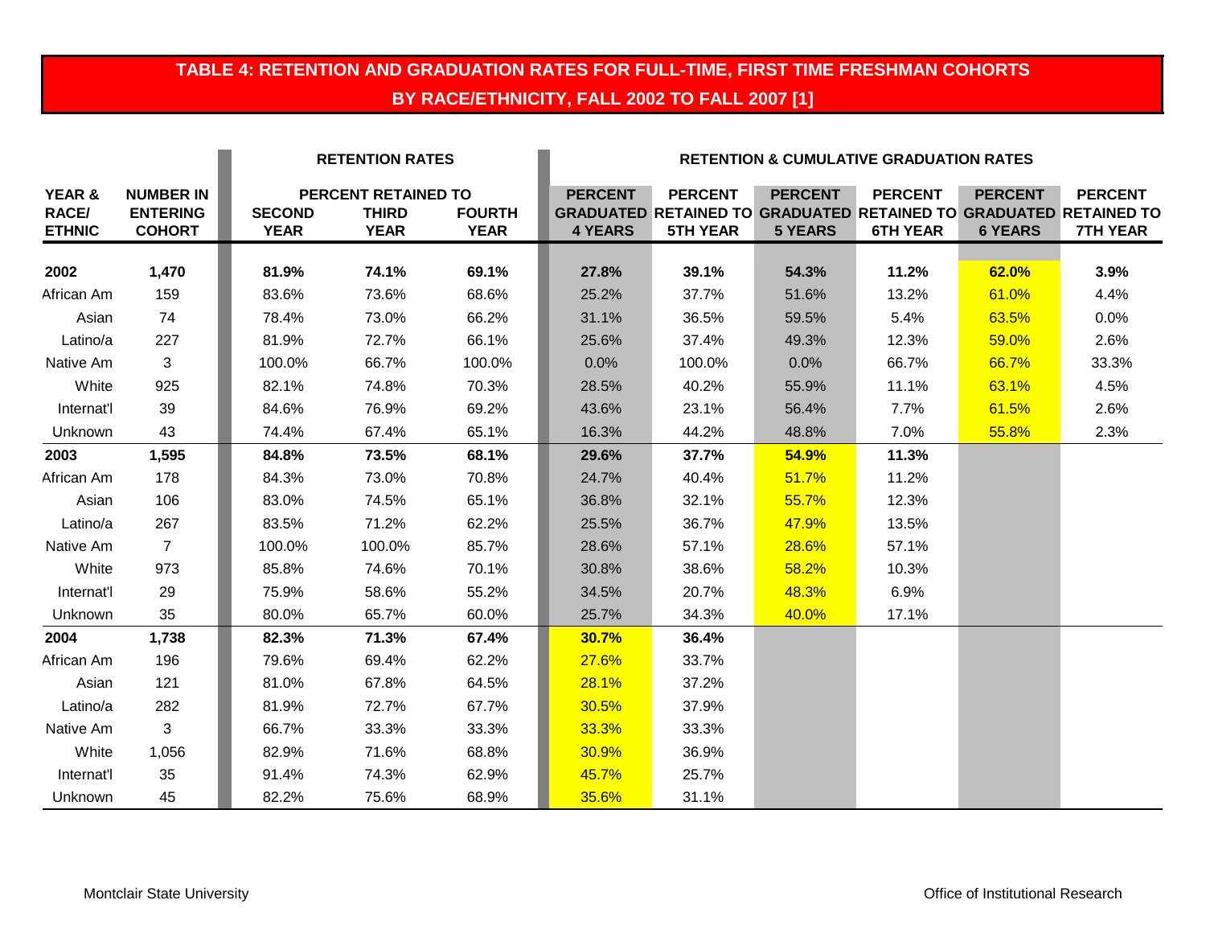## TABLE 4: RETENTION AND GRADUATION RATES FOR FULL-TIME, FIRST TIME FRESHMAN COHORTS BY RACE/ETHNICITY, FALL 2002 TO FALL 2007 [1]

| YEAR & RACE/ ETHNIC | NUMBER IN ENTERING COHORT | RETENTION RATES | | | RETENTION & CUMULATIVE GRADUATION RATES | | | | | |
|---|---|---|---|---|---|---|---|---|---|---|
| | | PERCENT RETAINED TO | | | | | | | | |
| | | SECOND YEAR | THIRD YEAR | FOURTH YEAR | PERCENT GRADUATED 4 YEARS | PERCENT RETAINED TO 5TH YEAR | PERCENT GRADUATED 5 YEARS | PERCENT RETAINED TO 6TH YEAR | PERCENT GRADUATED 6 YEARS | PERCENT RETAINED TO 7TH YEAR |
| **2002** | **1,470** | **81.9%** | **74.1%** | **69.1%** | **27.8%** | **39.1%** | **54.3%** | **11.2%** | **62.0%** | **3.9%** |
| African Am | 159 | 83.6% | 73.6% | 68.6% | 25.2% | 37.7% | 51.6% | 13.2% | 61.0% | 4.4% |
| Asian | 74 | 78.4% | 73.0% | 66.2% | 31.1% | 36.5% | 59.5% | 5.4% | 63.5% | 0.0% |
| Latino/a | 227 | 81.9% | 72.7% | 66.1% | 25.6% | 37.4% | 49.3% | 12.3% | 59.0% | 2.6% |
| Native Am | 3 | 100.0% | 66.7% | 100.0% | 0.0% | 100.0% | 0.0% | 66.7% | 66.7% | 33.3% |
| White | 925 | 82.1% | 74.8% | 70.3% | 28.5% | 40.2% | 55.9% | 11.1% | 63.1% | 4.5% |
| Internat'l | 39 | 84.6% | 76.9% | 69.2% | 43.6% | 23.1% | 56.4% | 7.7% | 61.5% | 2.6% |
| Unknown | 43 | 74.4% | 67.4% | 65.1% | 16.3% | 44.2% | 48.8% | 7.0% | 55.8% | 2.3% |
| **2003** | **1,595** | **84.8%** | **73.5%** | **68.1%** | **29.6%** | **37.7%** | **54.9%** | **11.3%** | | |
| African Am | 178 | 84.3% | 73.0% | 70.8% | 24.7% | 40.4% | 51.7% | 11.2% | | |
| Asian | 106 | 83.0% | 74.5% | 65.1% | 36.8% | 32.1% | 55.7% | 12.3% | | |
| Latino/a | 267 | 83.5% | 71.2% | 62.2% | 25.5% | 36.7% | 47.9% | 13.5% | | |
| Native Am | 7 | 100.0% | 100.0% | 85.7% | 28.6% | 57.1% | 28.6% | 57.1% | | |
| White | 973 | 85.8% | 74.6% | 70.1% | 30.8% | 38.6% | 58.2% | 10.3% | | |
| Internat'l | 29 | 75.9% | 58.6% | 55.2% | 34.5% | 20.7% | 48.3% | 6.9% | | |
| Unknown | 35 | 80.0% | 65.7% | 60.0% | 25.7% | 34.3% | 40.0% | 17.1% | | |
| **2004** | **1,738** | **82.3%** | **71.3%** | **67.4%** | **30.7%** | **36.4%** | | | | |
| African Am | 196 | 79.6% | 69.4% | 62.2% | 27.6% | 33.7% | | | | |
| Asian | 121 | 81.0% | 67.8% | 64.5% | 28.1% | 37.2% | | | | |
| Latino/a | 282 | 81.9% | 72.7% | 67.7% | 30.5% | 37.9% | | | | |
| Native Am | 3 | 66.7% | 33.3% | 33.3% | 33.3% | 33.3% | | | | |
| White | 1,056 | 82.9% | 71.6% | 68.8% | 30.9% | 36.9% | | | | |
| Internat'l | 35 | 91.4% | 74.3% | 62.9% | 45.7% | 25.7% | | | | |
| Unknown | 45 | 82.2% | 75.6% | 68.9% | 35.6% | 31.1% | | | | |

Montclair State University

Office of Institutional Research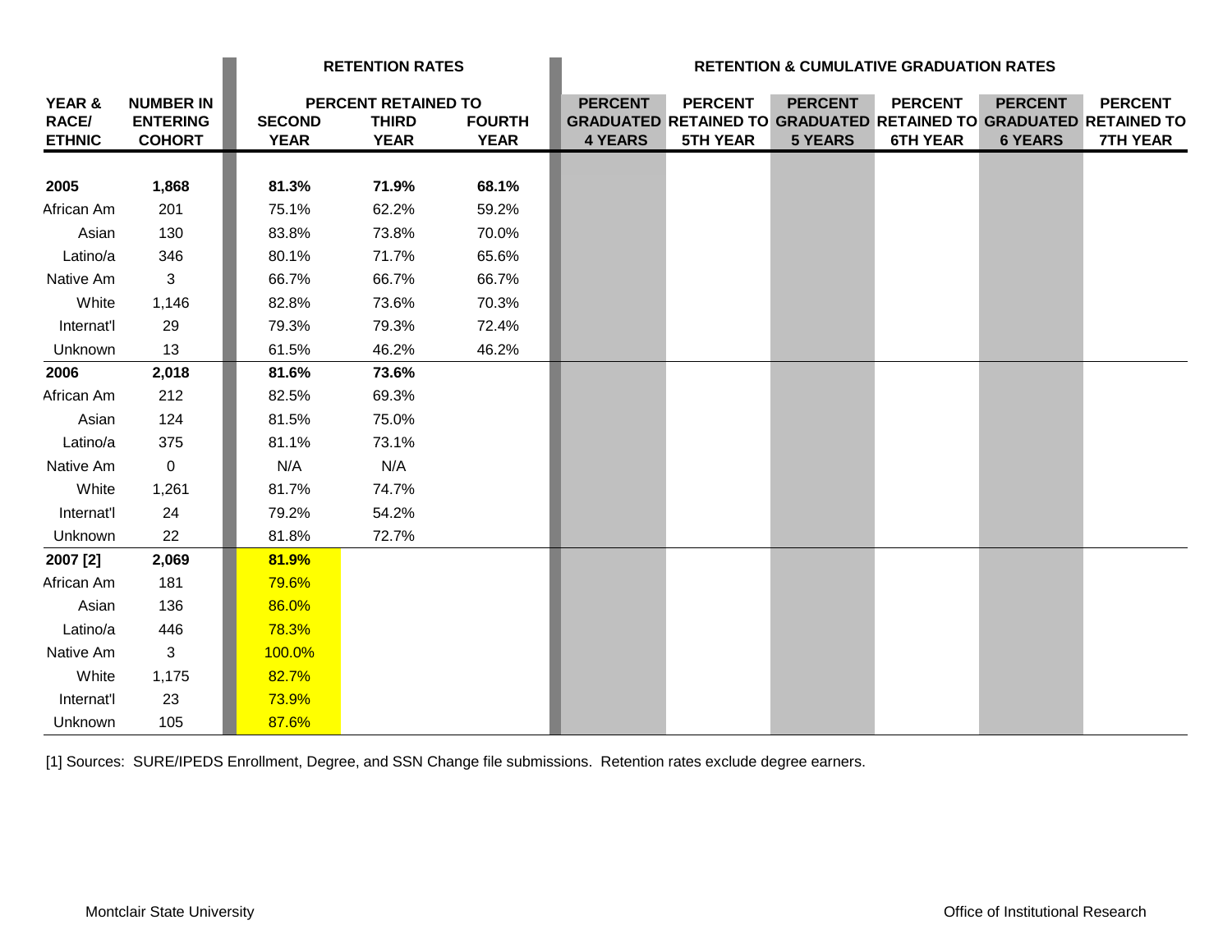| YEAR & RACE/ ETHNIC | NUMBER IN ENTERING COHORT | RETENTION RATES | | | RETENTION & CUMULATIVE GRADUATION RATES | | | | | |
|---|---|---|---|---|---|---|---|---|---|---|
| | | PERCENT RETAINED TO | | | | | | | | |
| | | SECOND YEAR | THIRD YEAR | FOURTH YEAR | PERCENT GRADUATED 4 YEARS | PERCENT RETAINED TO 5TH YEAR | PERCENT GRADUATED 5 YEARS | PERCENT RETAINED TO 6TH YEAR | PERCENT GRADUATED 6 YEARS | PERCENT RETAINED TO 7TH YEAR |
| **2005** | **1,868** | **81.3%** | **71.9%** | **68.1%** | | | | | | |
| African Am | 201 | 75.1% | 62.2% | 59.2% | | | | | | |
| Asian | 130 | 83.8% | 73.8% | 70.0% | | | | | | |
| Latino/a | 346 | 80.1% | 71.7% | 65.6% | | | | | | |
| Native Am | 3 | 66.7% | 66.7% | 66.7% | | | | | | |
| White | 1,146 | 82.8% | 73.6% | 70.3% | | | | | | |
| Internat'l | 29 | 79.3% | 79.3% | 72.4% | | | | | | |
| Unknown | 13 | 61.5% | 46.2% | 46.2% | | | | | | |
| **2006** | **2,018** | **81.6%** | **73.6%** | | | | | | | |
| African Am | 212 | 82.5% | 69.3% | | | | | | | |
| Asian | 124 | 81.5% | 75.0% | | | | | | | |
| Latino/a | 375 | 81.1% | 73.1% | | | | | | | |
| Native Am | 0 | N/A | N/A | | | | | | | |
| White | 1,261 | 81.7% | 74.7% | | | | | | | |
| Internat'l | 24 | 79.2% | 54.2% | | | | | | | |
| Unknown | 22 | 81.8% | 72.7% | | | | | | | |
| **2007 [2]** | **2,069** | **81.9%** | | | | | | | | |
| African Am | 181 | 79.6% | | | | | | | | |
| Asian | 136 | 86.0% | | | | | | | | |
| Latino/a | 446 | 78.3% | | | | | | | | |
| Native Am | 3 | 100.0% | | | | | | | | |
| White | 1,175 | 82.7% | | | | | | | | |
| Internat'l | 23 | 73.9% | | | | | | | | |
| Unknown | 105 | 87.6% | | | | | | | | |

[1] Sources: SURE/IPEDS Enrollment, Degree, and SSN Change file submissions. Retention rates exclude degree earners.

Montclair State University

Office of Institutional Research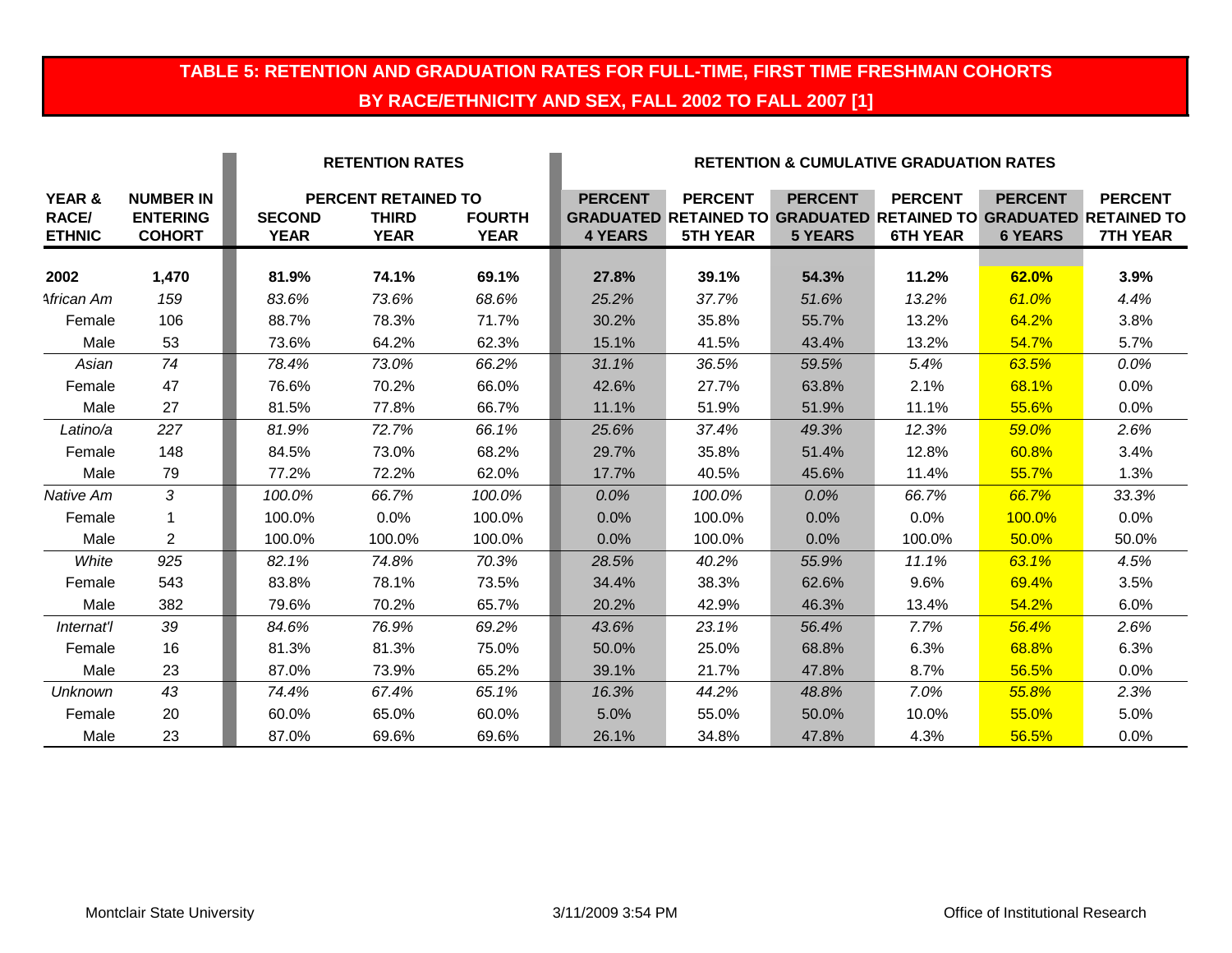## TABLE 5: RETENTION AND GRADUATION RATES FOR FULL-TIME, FIRST TIME FRESHMAN COHORTS BY RACE/ETHNICITY AND SEX, FALL 2002 TO FALL 2007 [1]

| | | RETENTION RATES | | | RETENTION & CUMULATIVE GRADUATION RATES | | | | | |
|---|---|---|---|---|---|---|---|---|---|---|
| | | PERCENT RETAINED TO | | | | | | | | |
| YEAR & RACE/ ETHNIC | NUMBER IN ENTERING COHORT | SECOND YEAR | THIRD YEAR | FOURTH YEAR | PERCENT GRADUATED 4 YEARS | PERCENT RETAINED TO 5TH YEAR | PERCENT GRADUATED 5 YEARS | PERCENT RETAINED TO 6TH YEAR | PERCENT GRADUATED 6 YEARS | PERCENT RETAINED TO 7TH YEAR |
| **2002** | **1,470** | **81.9%** | **74.1%** | **69.1%** | **27.8%** | **39.1%** | **54.3%** | **11.2%** | **62.0%** | **3.9%** |
| *African Am* | *159* | *83.6%* | *73.6%* | *68.6%* | *25.2%* | *37.7%* | *51.6%* | *13.2%* | *61.0%* | *4.4%* |
| Female | 106 | 88.7% | 78.3% | 71.7% | 30.2% | 35.8% | 55.7% | 13.2% | 64.2% | 3.8% |
| Male | 53 | 73.6% | 64.2% | 62.3% | 15.1% | 41.5% | 43.4% | 13.2% | 54.7% | 5.7% |
| *Asian* | *74* | *78.4%* | *73.0%* | *66.2%* | *31.1%* | *36.5%* | *59.5%* | *5.4%* | *63.5%* | *0.0%* |
| Female | 47 | 76.6% | 70.2% | 66.0% | 42.6% | 27.7% | 63.8% | 2.1% | 68.1% | 0.0% |
| Male | 27 | 81.5% | 77.8% | 66.7% | 11.1% | 51.9% | 51.9% | 11.1% | 55.6% | 0.0% |
| *Latino/a* | *227* | *81.9%* | *72.7%* | *66.1%* | *25.6%* | *37.4%* | *49.3%* | *12.3%* | *59.0%* | *2.6%* |
| Female | 148 | 84.5% | 73.0% | 68.2% | 29.7% | 35.8% | 51.4% | 12.8% | 60.8% | 3.4% |
| Male | 79 | 77.2% | 72.2% | 62.0% | 17.7% | 40.5% | 45.6% | 11.4% | 55.7% | 1.3% |
| *Native Am* | *3* | *100.0%* | *66.7%* | *100.0%* | *0.0%* | *100.0%* | *0.0%* | *66.7%* | *66.7%* | *33.3%* |
| Female | 1 | 100.0% | 0.0% | 100.0% | 0.0% | 100.0% | 0.0% | 0.0% | 100.0% | 0.0% |
| Male | 2 | 100.0% | 100.0% | 100.0% | 0.0% | 100.0% | 0.0% | 100.0% | 50.0% | 50.0% |
| *White* | *925* | *82.1%* | *74.8%* | *70.3%* | *28.5%* | *40.2%* | *55.9%* | *11.1%* | *63.1%* | *4.5%* |
| Female | 543 | 83.8% | 78.1% | 73.5% | 34.4% | 38.3% | 62.6% | 9.6% | 69.4% | 3.5% |
| Male | 382 | 79.6% | 70.2% | 65.7% | 20.2% | 42.9% | 46.3% | 13.4% | 54.2% | 6.0% |
| *Internat'l* | *39* | *84.6%* | *76.9%* | *69.2%* | *43.6%* | *23.1%* | *56.4%* | *7.7%* | *56.4%* | *2.6%* |
| Female | 16 | 81.3% | 81.3% | 75.0% | 50.0% | 25.0% | 68.8% | 6.3% | 68.8% | 6.3% |
| Male | 23 | 87.0% | 73.9% | 65.2% | 39.1% | 21.7% | 47.8% | 8.7% | 56.5% | 0.0% |
| *Unknown* | *43* | *74.4%* | *67.4%* | *65.1%* | *16.3%* | *44.2%* | *48.8%* | *7.0%* | *55.8%* | *2.3%* |
| Female | 20 | 60.0% | 65.0% | 60.0% | 5.0% | 55.0% | 50.0% | 10.0% | 55.0% | 5.0% |
| Male | 23 | 87.0% | 69.6% | 69.6% | 26.1% | 34.8% | 47.8% | 4.3% | 56.5% | 0.0% |

Montclair State University — 3/11/2009 3:54 PM — Office of Institutional Research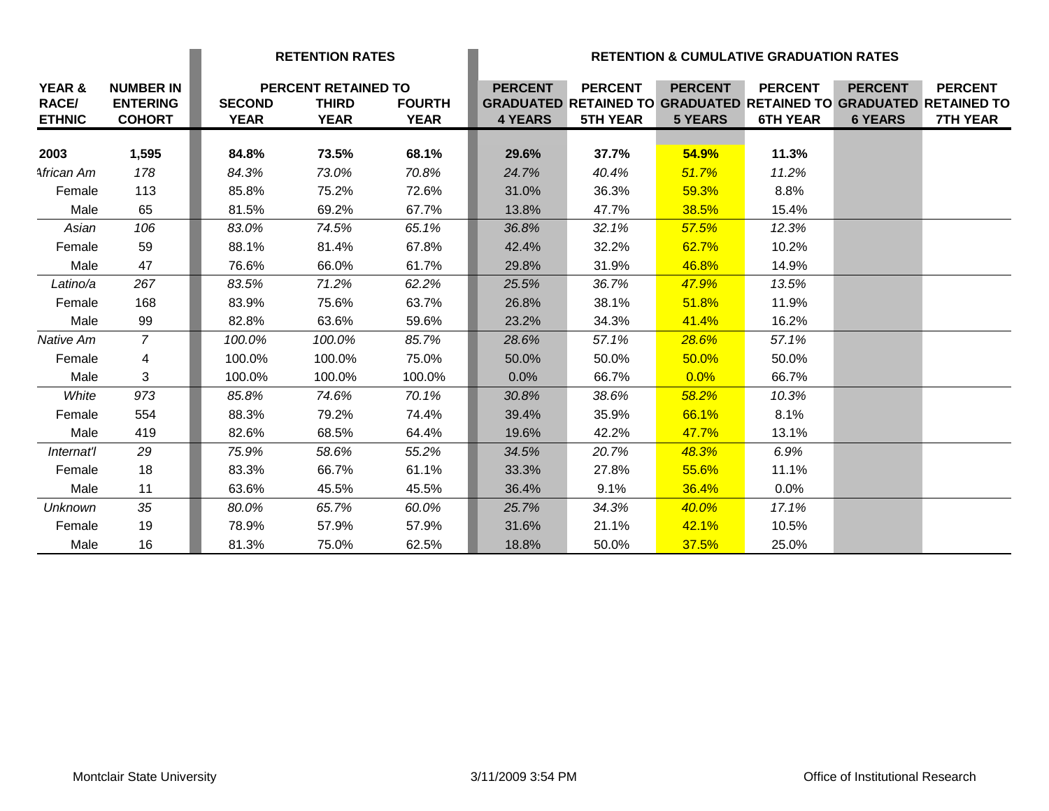| YEAR & RACE/ ETHNIC | NUMBER IN ENTERING COHORT | RETENTION RATES | | | RETENTION & CUMULATIVE GRADUATION RATES | | | | | |
|---|---|---|---|---|---|---|---|---|---|---|
| | | PERCENT RETAINED TO | | | | | | | | |
| | | SECOND YEAR | THIRD YEAR | FOURTH YEAR | PERCENT GRADUATED 4 YEARS | PERCENT RETAINED TO 5TH YEAR | PERCENT GRADUATED 5 YEARS | PERCENT RETAINED TO 6TH YEAR | PERCENT GRADUATED 6 YEARS | PERCENT RETAINED TO 7TH YEAR |
| **2003** | **1,595** | **84.8%** | **73.5%** | **68.1%** | **29.6%** | **37.7%** | **54.9%** | **11.3%** | | |
| *African Am* | *178* | *84.3%* | *73.0%* | *70.8%* | *24.7%* | *40.4%* | *51.7%* | *11.2%* | | |
| Female | 113 | 85.8% | 75.2% | 72.6% | 31.0% | 36.3% | 59.3% | 8.8% | | |
| Male | 65 | 81.5% | 69.2% | 67.7% | 13.8% | 47.7% | 38.5% | 15.4% | | |
| *Asian* | *106* | *83.0%* | *74.5%* | *65.1%* | *36.8%* | *32.1%* | *57.5%* | *12.3%* | | |
| Female | 59 | 88.1% | 81.4% | 67.8% | 42.4% | 32.2% | 62.7% | 10.2% | | |
| Male | 47 | 76.6% | 66.0% | 61.7% | 29.8% | 31.9% | 46.8% | 14.9% | | |
| *Latino/a* | *267* | *83.5%* | *71.2%* | *62.2%* | *25.5%* | *36.7%* | *47.9%* | *13.5%* | | |
| Female | 168 | 83.9% | 75.6% | 63.7% | 26.8% | 38.1% | 51.8% | 11.9% | | |
| Male | 99 | 82.8% | 63.6% | 59.6% | 23.2% | 34.3% | 41.4% | 16.2% | | |
| *Native Am* | *7* | *100.0%* | *100.0%* | *85.7%* | *28.6%* | *57.1%* | *28.6%* | *57.1%* | | |
| Female | 4 | 100.0% | 100.0% | 75.0% | 50.0% | 50.0% | 50.0% | 50.0% | | |
| Male | 3 | 100.0% | 100.0% | 100.0% | 0.0% | 66.7% | 0.0% | 66.7% | | |
| *White* | *973* | *85.8%* | *74.6%* | *70.1%* | *30.8%* | *38.6%* | *58.2%* | *10.3%* | | |
| Female | 554 | 88.3% | 79.2% | 74.4% | 39.4% | 35.9% | 66.1% | 8.1% | | |
| Male | 419 | 82.6% | 68.5% | 64.4% | 19.6% | 42.2% | 47.7% | 13.1% | | |
| *Internat'l* | *29* | *75.9%* | *58.6%* | *55.2%* | *34.5%* | *20.7%* | *48.3%* | *6.9%* | | |
| Female | 18 | 83.3% | 66.7% | 61.1% | 33.3% | 27.8% | 55.6% | 11.1% | | |
| Male | 11 | 63.6% | 45.5% | 45.5% | 36.4% | 9.1% | 36.4% | 0.0% | | |
| *Unknown* | *35* | *80.0%* | *65.7%* | *60.0%* | *25.7%* | *34.3%* | *40.0%* | *17.1%* | | |
| Female | 19 | 78.9% | 57.9% | 57.9% | 31.6% | 21.1% | 42.1% | 10.5% | | |
| Male | 16 | 81.3% | 75.0% | 62.5% | 18.8% | 50.0% | 37.5% | 25.0% | | |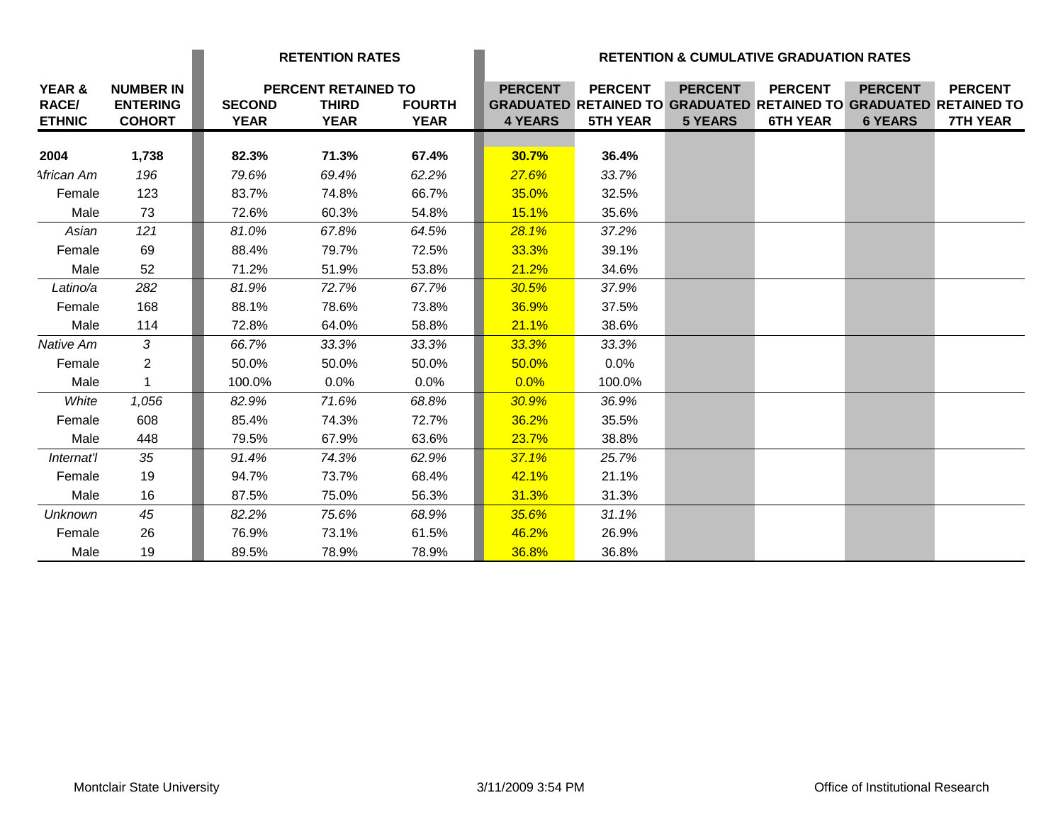| YEAR & RACE/ ETHNIC | NUMBER IN ENTERING COHORT | RETENTION RATES | | | RETENTION & CUMULATIVE GRADUATION RATES | | | | | |
|---|---|---|---|---|---|---|---|---|---|---|
| | | PERCENT RETAINED TO | | | | | | | | |
| | | SECOND YEAR | THIRD YEAR | FOURTH YEAR | PERCENT GRADUATED 4 YEARS | PERCENT RETAINED TO 5TH YEAR | PERCENT GRADUATED 5 YEARS | PERCENT RETAINED TO 6TH YEAR | PERCENT GRADUATED 6 YEARS | PERCENT RETAINED TO 7TH YEAR |
| **2004** | **1,738** | **82.3%** | **71.3%** | **67.4%** | **30.7%** | **36.4%** | | | | |
| *African Am* | *196* | *79.6%* | *69.4%* | *62.2%* | *27.6%* | *33.7%* | | | | |
| Female | 123 | 83.7% | 74.8% | 66.7% | 35.0% | 32.5% | | | | |
| Male | 73 | 72.6% | 60.3% | 54.8% | 15.1% | 35.6% | | | | |
| *Asian* | *121* | *81.0%* | *67.8%* | *64.5%* | *28.1%* | *37.2%* | | | | |
| Female | 69 | 88.4% | 79.7% | 72.5% | 33.3% | 39.1% | | | | |
| Male | 52 | 71.2% | 51.9% | 53.8% | 21.2% | 34.6% | | | | |
| *Latino/a* | *282* | *81.9%* | *72.7%* | *67.7%* | *30.5%* | *37.9%* | | | | |
| Female | 168 | 88.1% | 78.6% | 73.8% | 36.9% | 37.5% | | | | |
| Male | 114 | 72.8% | 64.0% | 58.8% | 21.1% | 38.6% | | | | |
| *Native Am* | *3* | *66.7%* | *33.3%* | *33.3%* | *33.3%* | *33.3%* | | | | |
| Female | 2 | 50.0% | 50.0% | 50.0% | 50.0% | 0.0% | | | | |
| Male | 1 | 100.0% | 0.0% | 0.0% | 0.0% | 100.0% | | | | |
| *White* | *1,056* | *82.9%* | *71.6%* | *68.8%* | *30.9%* | *36.9%* | | | | |
| Female | 608 | 85.4% | 74.3% | 72.7% | 36.2% | 35.5% | | | | |
| Male | 448 | 79.5% | 67.9% | 63.6% | 23.7% | 38.8% | | | | |
| *Internat'l* | *35* | *91.4%* | *74.3%* | *62.9%* | *37.1%* | *25.7%* | | | | |
| Female | 19 | 94.7% | 73.7% | 68.4% | 42.1% | 21.1% | | | | |
| Male | 16 | 87.5% | 75.0% | 56.3% | 31.3% | 31.3% | | | | |
| *Unknown* | *45* | *82.2%* | *75.6%* | *68.9%* | *35.6%* | *31.1%* | | | | |
| Female | 26 | 76.9% | 73.1% | 61.5% | 46.2% | 26.9% | | | | |
| Male | 19 | 89.5% | 78.9% | 78.9% | 36.8% | 36.8% | | | | |

Montclair State University | 3/11/2009 3:54 PM | Office of Institutional Research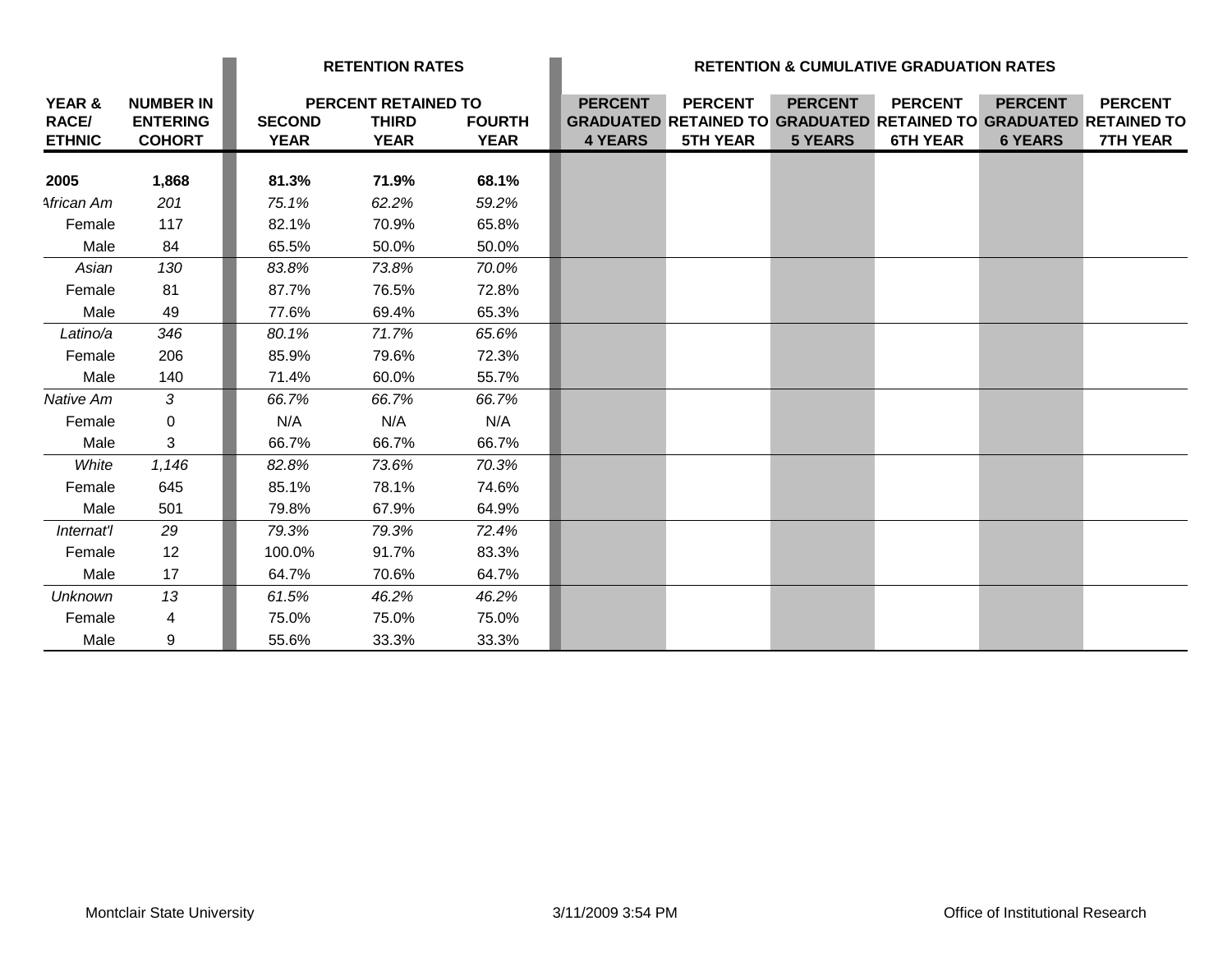| YEAR & RACE/ ETHNIC | NUMBER IN ENTERING COHORT | RETENTION RATES | | | RETENTION & CUMULATIVE GRADUATION RATES | | | | | |
|---|---|---|---|---|---|---|---|---|---|---|
| | | PERCENT RETAINED TO | | | | | | | | |
| | | SECOND YEAR | THIRD YEAR | FOURTH YEAR | PERCENT GRADUATED 4 YEARS | PERCENT RETAINED TO 5TH YEAR | PERCENT GRADUATED 5 YEARS | PERCENT RETAINED TO 6TH YEAR | PERCENT GRADUATED 6 YEARS | PERCENT RETAINED TO 7TH YEAR |
| **2005** | **1,868** | **81.3%** | **71.9%** | **68.1%** | | | | | | |
| *African Am* | *201* | *75.1%* | *62.2%* | *59.2%* | | | | | | |
| Female | 117 | 82.1% | 70.9% | 65.8% | | | | | | |
| Male | 84 | 65.5% | 50.0% | 50.0% | | | | | | |
| *Asian* | *130* | *83.8%* | *73.8%* | *70.0%* | | | | | | |
| Female | 81 | 87.7% | 76.5% | 72.8% | | | | | | |
| Male | 49 | 77.6% | 69.4% | 65.3% | | | | | | |
| *Latino/a* | *346* | *80.1%* | *71.7%* | *65.6%* | | | | | | |
| Female | 206 | 85.9% | 79.6% | 72.3% | | | | | | |
| Male | 140 | 71.4% | 60.0% | 55.7% | | | | | | |
| *Native Am* | *3* | *66.7%* | *66.7%* | *66.7%* | | | | | | |
| Female | 0 | N/A | N/A | N/A | | | | | | |
| Male | 3 | 66.7% | 66.7% | 66.7% | | | | | | |
| *White* | *1,146* | *82.8%* | *73.6%* | *70.3%* | | | | | | |
| Female | 645 | 85.1% | 78.1% | 74.6% | | | | | | |
| Male | 501 | 79.8% | 67.9% | 64.9% | | | | | | |
| *Internat'l* | *29* | *79.3%* | *79.3%* | *72.4%* | | | | | | |
| Female | 12 | 100.0% | 91.7% | 83.3% | | | | | | |
| Male | 17 | 64.7% | 70.6% | 64.7% | | | | | | |
| *Unknown* | *13* | *61.5%* | *46.2%* | *46.2%* | | | | | | |
| Female | 4 | 75.0% | 75.0% | 75.0% | | | | | | |
| Male | 9 | 55.6% | 33.3% | 33.3% | | | | | | |

Montclair State University 3/11/2009 3:54 PM Office of Institutional Research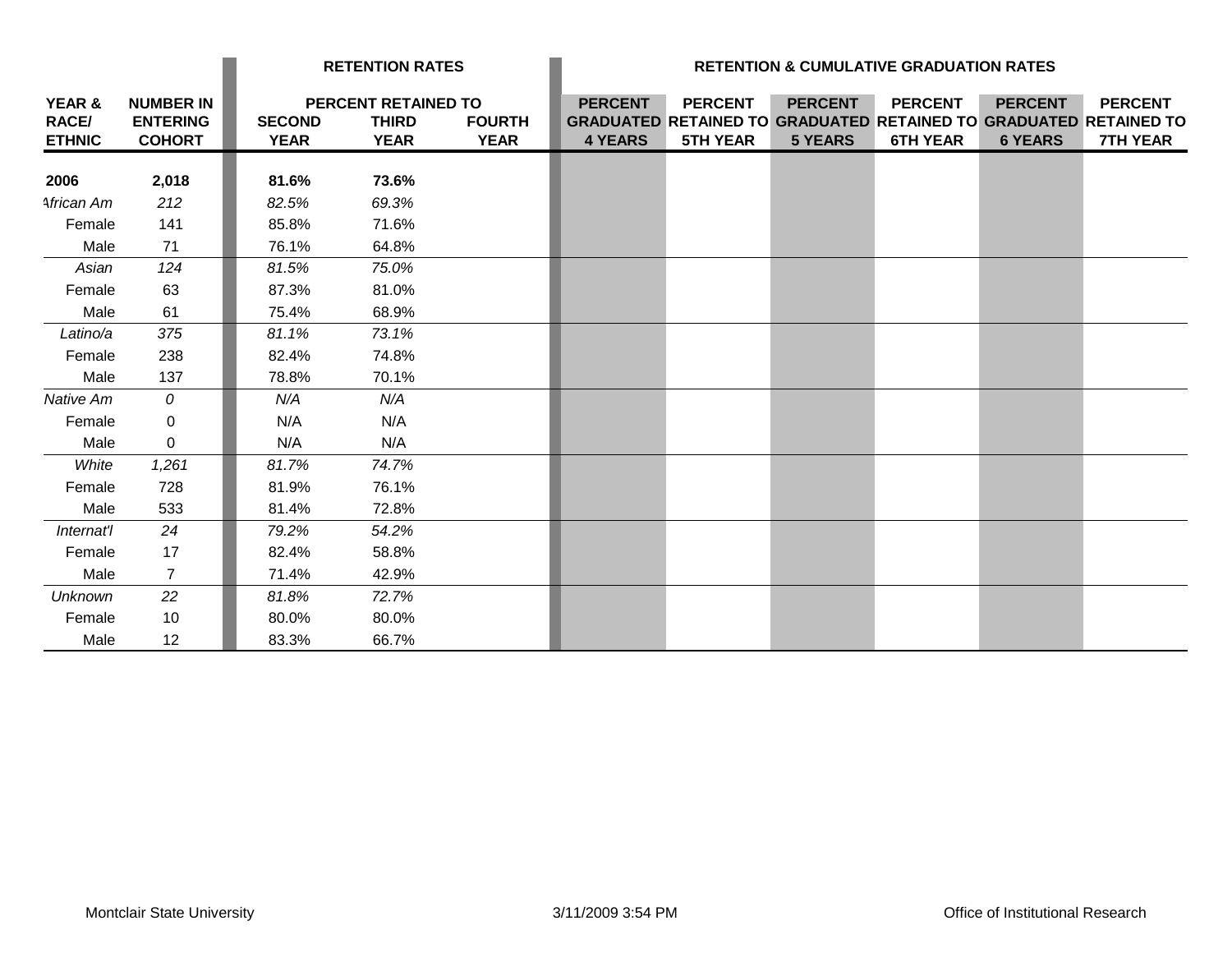| YEAR & RACE/ ETHNIC | NUMBER IN ENTERING COHORT | RETENTION RATES | | | RETENTION & CUMULATIVE GRADUATION RATES | | | | | |
|---|---|---|---|---|---|---|---|---|---|---|
| | | PERCENT RETAINED TO | | | | | | | | |
| | | SECOND YEAR | THIRD YEAR | FOURTH YEAR | PERCENT GRADUATED 4 YEARS | PERCENT RETAINED TO 5TH YEAR | PERCENT GRADUATED 5 YEARS | PERCENT RETAINED TO 6TH YEAR | PERCENT GRADUATED 6 YEARS | PERCENT RETAINED TO 7TH YEAR |
| **2006** | **2,018** | **81.6%** | **73.6%** | | | | | | | |
| *African Am* | *212* | *82.5%* | *69.3%* | | | | | | | |
| Female | 141 | 85.8% | 71.6% | | | | | | | |
| Male | 71 | 76.1% | 64.8% | | | | | | | |
| *Asian* | *124* | *81.5%* | *75.0%* | | | | | | | |
| Female | 63 | 87.3% | 81.0% | | | | | | | |
| Male | 61 | 75.4% | 68.9% | | | | | | | |
| *Latino/a* | *375* | *81.1%* | *73.1%* | | | | | | | |
| Female | 238 | 82.4% | 74.8% | | | | | | | |
| Male | 137 | 78.8% | 70.1% | | | | | | | |
| *Native Am* | *0* | *N/A* | *N/A* | | | | | | | |
| Female | 0 | N/A | N/A | | | | | | | |
| Male | 0 | N/A | N/A | | | | | | | |
| *White* | *1,261* | *81.7%* | *74.7%* | | | | | | | |
| Female | 728 | 81.9% | 76.1% | | | | | | | |
| Male | 533 | 81.4% | 72.8% | | | | | | | |
| *Internat'l* | *24* | *79.2%* | *54.2%* | | | | | | | |
| Female | 17 | 82.4% | 58.8% | | | | | | | |
| Male | 7 | 71.4% | 42.9% | | | | | | | |
| *Unknown* | *22* | *81.8%* | *72.7%* | | | | | | | |
| Female | 10 | 80.0% | 80.0% | | | | | | | |
| Male | 12 | 83.3% | 66.7% | | | | | | | |

Montclair State University 3/11/2009 3:54 PM Office of Institutional Research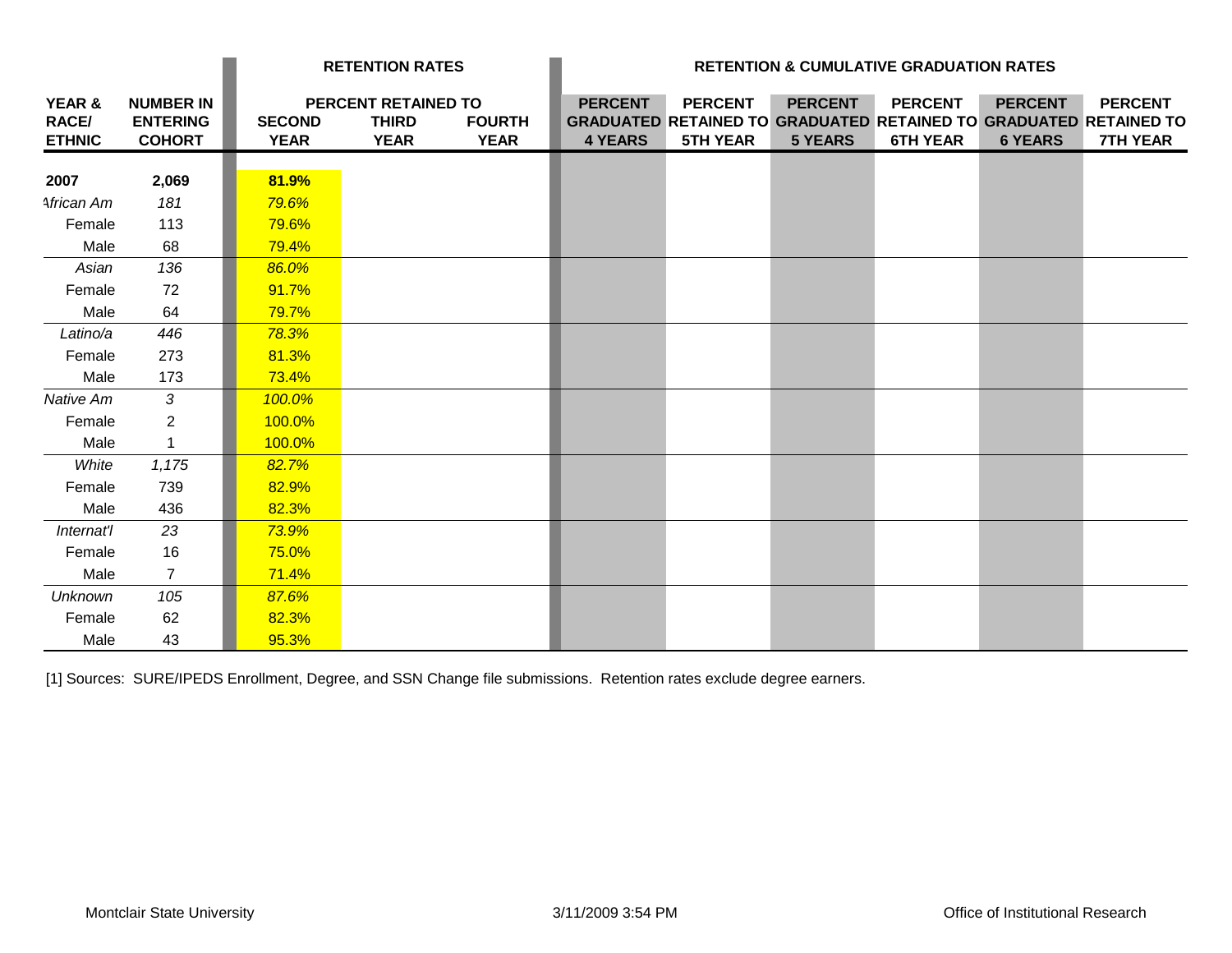| YEAR & RACE/ ETHNIC | NUMBER IN ENTERING COHORT | RETENTION RATES | | | RETENTION & CUMULATIVE GRADUATION RATES | | | | | |
|---|---|---|---|---|---|---|---|---|---|---|
| | | PERCENT RETAINED TO | | | | | | | | |
| | | SECOND YEAR | THIRD YEAR | FOURTH YEAR | PERCENT GRADUATED 4 YEARS | PERCENT RETAINED TO 5TH YEAR | PERCENT GRADUATED 5 YEARS | PERCENT RETAINED TO 6TH YEAR | PERCENT GRADUATED 6 YEARS | PERCENT RETAINED TO 7TH YEAR |
| **2007** | **2,069** | **81.9%** | | | | | | | | |
| *African Am* | *181* | *79.6%* | | | | | | | | |
| Female | 113 | 79.6% | | | | | | | | |
| Male | 68 | 79.4% | | | | | | | | |
| *Asian* | *136* | *86.0%* | | | | | | | | |
| Female | 72 | 91.7% | | | | | | | | |
| Male | 64 | 79.7% | | | | | | | | |
| *Latino/a* | *446* | *78.3%* | | | | | | | | |
| Female | 273 | 81.3% | | | | | | | | |
| Male | 173 | 73.4% | | | | | | | | |
| *Native Am* | *3* | *100.0%* | | | | | | | | |
| Female | 2 | 100.0% | | | | | | | | |
| Male | 1 | 100.0% | | | | | | | | |
| *White* | *1,175* | *82.7%* | | | | | | | | |
| Female | 739 | 82.9% | | | | | | | | |
| Male | 436 | 82.3% | | | | | | | | |
| *Internat'l* | *23* | *73.9%* | | | | | | | | |
| Female | 16 | 75.0% | | | | | | | | |
| Male | 7 | 71.4% | | | | | | | | |
| *Unknown* | *105* | *87.6%* | | | | | | | | |
| Female | 62 | 82.3% | | | | | | | | |
| Male | 43 | 95.3% | | | | | | | | |

[1] Sources: SURE/IPEDS Enrollment, Degree, and SSN Change file submissions. Retention rates exclude degree earners.

Montclair State University 3/11/2009 3:54 PM Office of Institutional Research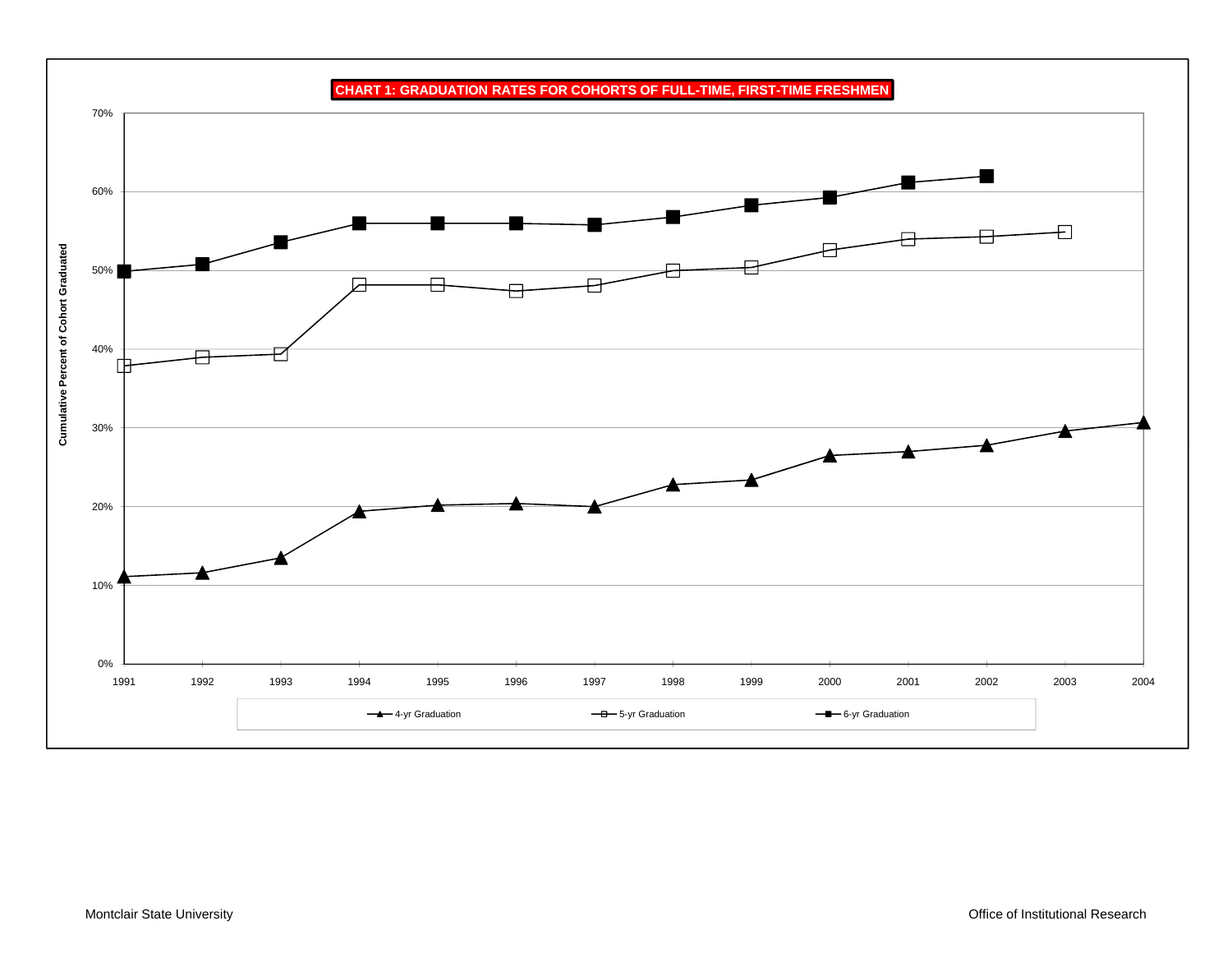**CHART 1: GRADUATION RATES FOR COHORTS OF FULL-TIME, FIRST-TIME FRESHMEN**

Cumulative Percent of Cohort Graduated

70%
60%
50%
40%
30%
20%
10%
0%

1991 1992 1993 1994 1995 1996 1997 1998 1999 2000 2001 2002 2003 2004

4-yr Graduation — 5-yr Graduation — 6-yr Graduation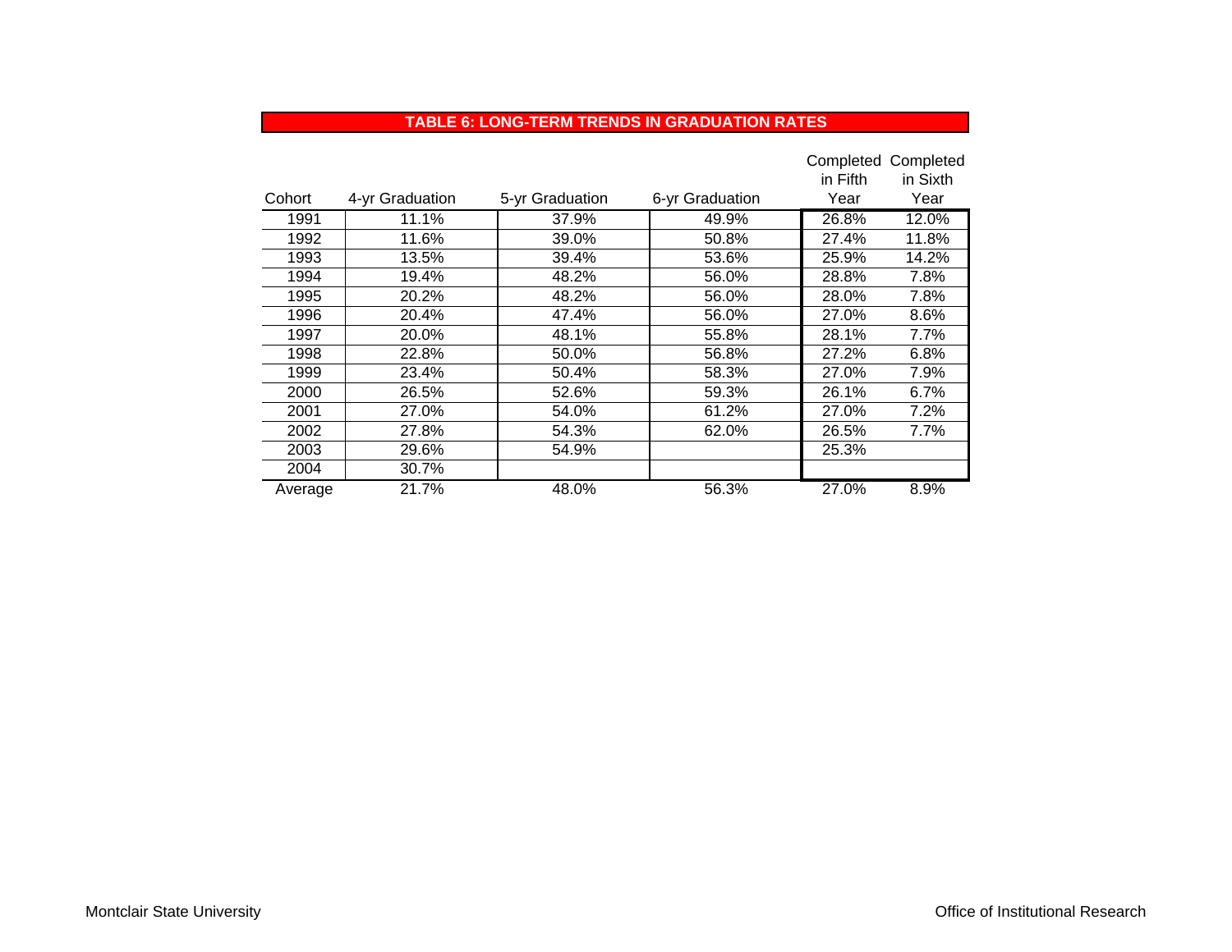## TABLE 6: LONG-TERM TRENDS IN GRADUATION RATES

| Cohort | 4-yr Graduation | 5-yr Graduation | 6-yr Graduation | Completed in Fifth Year | Completed in Sixth Year |
|---|---|---|---|---|---|
| 1991 | 11.1% | 37.9% | 49.9% | 26.8% | 12.0% |
| 1992 | 11.6% | 39.0% | 50.8% | 27.4% | 11.8% |
| 1993 | 13.5% | 39.4% | 53.6% | 25.9% | 14.2% |
| 1994 | 19.4% | 48.2% | 56.0% | 28.8% | 7.8% |
| 1995 | 20.2% | 48.2% | 56.0% | 28.0% | 7.8% |
| 1996 | 20.4% | 47.4% | 56.0% | 27.0% | 8.6% |
| 1997 | 20.0% | 48.1% | 55.8% | 28.1% | 7.7% |
| 1998 | 22.8% | 50.0% | 56.8% | 27.2% | 6.8% |
| 1999 | 23.4% | 50.4% | 58.3% | 27.0% | 7.9% |
| 2000 | 26.5% | 52.6% | 59.3% | 26.1% | 6.7% |
| 2001 | 27.0% | 54.0% | 61.2% | 27.0% | 7.2% |
| 2002 | 27.8% | 54.3% | 62.0% | 26.5% | 7.7% |
| 2003 | 29.6% | 54.9% | | 25.3% | |
| 2004 | 30.7% | | | | |
| Average | 21.7% | 48.0% | 56.3% | 27.0% | 8.9% |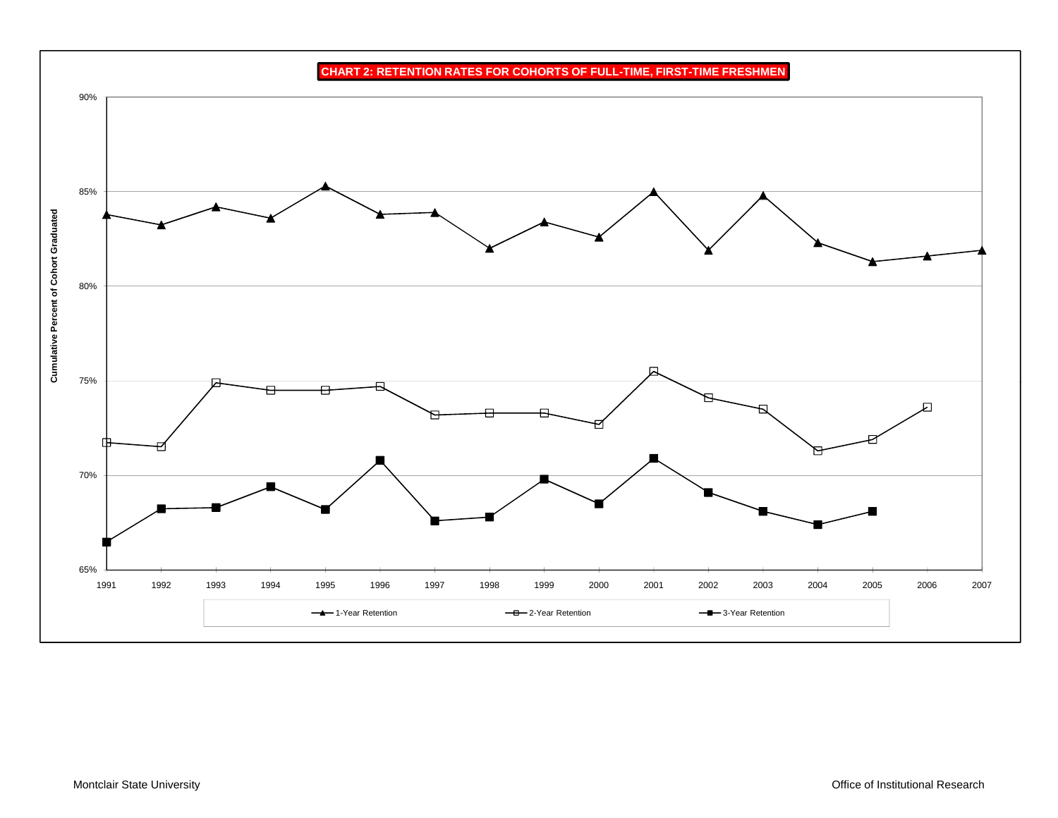**CHART 2: RETENTION RATES FOR COHORTS OF FULL-TIME, FIRST-TIME FRESHMEN**

Cumulative Percent of Cohort Graduated

90%
85%
80%
75%
70%
65%

1991 1992 1993 1994 1995 1996 1997 1998 1999 2000 2001 2002 2003 2004 2005 2006 2007

1-Year Retention
2-Year Retention
3-Year Retention

Montclair State University

Office of Institutional Research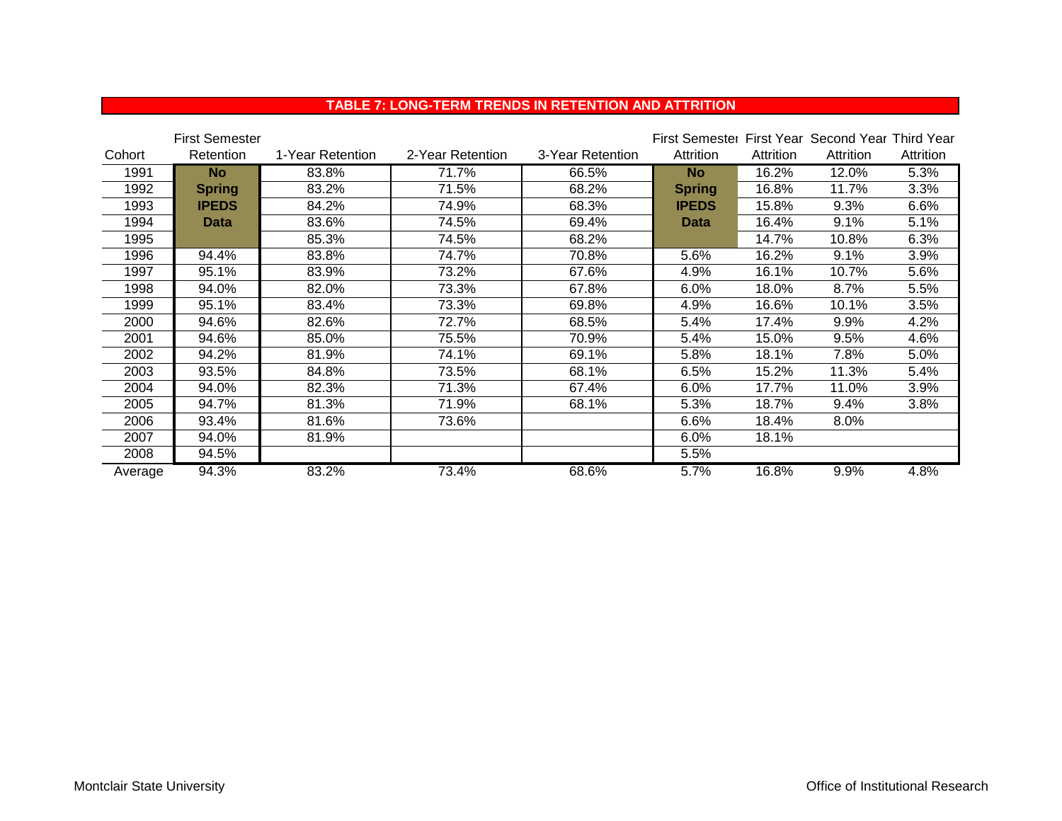## TABLE 7: LONG-TERM TRENDS IN RETENTION AND ATTRITION

| Cohort | First Semester Retention | 1-Year Retention | 2-Year Retention | 3-Year Retention | First Semester Attrition | First Year Attrition | Second Year Attrition | Third Year Attrition |
|---|---|---|---|---|---|---|---|---|
| 1991 | **No Spring IPEDS Data** | 83.8% | 71.7% | 66.5% | **No Spring IPEDS Data** | 16.2% | 12.0% | 5.3% |
| 1992 | | 83.2% | 71.5% | 68.2% | | 16.8% | 11.7% | 3.3% |
| 1993 | | 84.2% | 74.9% | 68.3% | | 15.8% | 9.3% | 6.6% |
| 1994 | | 83.6% | 74.5% | 69.4% | | 16.4% | 9.1% | 5.1% |
| 1995 | | 85.3% | 74.5% | 68.2% | | 14.7% | 10.8% | 6.3% |
| 1996 | 94.4% | 83.8% | 74.7% | 70.8% | 5.6% | 16.2% | 9.1% | 3.9% |
| 1997 | 95.1% | 83.9% | 73.2% | 67.6% | 4.9% | 16.1% | 10.7% | 5.6% |
| 1998 | 94.0% | 82.0% | 73.3% | 67.8% | 6.0% | 18.0% | 8.7% | 5.5% |
| 1999 | 95.1% | 83.4% | 73.3% | 69.8% | 4.9% | 16.6% | 10.1% | 3.5% |
| 2000 | 94.6% | 82.6% | 72.7% | 68.5% | 5.4% | 17.4% | 9.9% | 4.2% |
| 2001 | 94.6% | 85.0% | 75.5% | 70.9% | 5.4% | 15.0% | 9.5% | 4.6% |
| 2002 | 94.2% | 81.9% | 74.1% | 69.1% | 5.8% | 18.1% | 7.8% | 5.0% |
| 2003 | 93.5% | 84.8% | 73.5% | 68.1% | 6.5% | 15.2% | 11.3% | 5.4% |
| 2004 | 94.0% | 82.3% | 71.3% | 67.4% | 6.0% | 17.7% | 11.0% | 3.9% |
| 2005 | 94.7% | 81.3% | 71.9% | 68.1% | 5.3% | 18.7% | 9.4% | 3.8% |
| 2006 | 93.4% | 81.6% | 73.6% | | 6.6% | 18.4% | 8.0% | |
| 2007 | 94.0% | 81.9% | | | 6.0% | 18.1% | | |
| 2008 | 94.5% | | | | 5.5% | | | |
| Average | 94.3% | 83.2% | 73.4% | 68.6% | 5.7% | 16.8% | 9.9% | 4.8% |

Montclair State University

Office of Institutional Research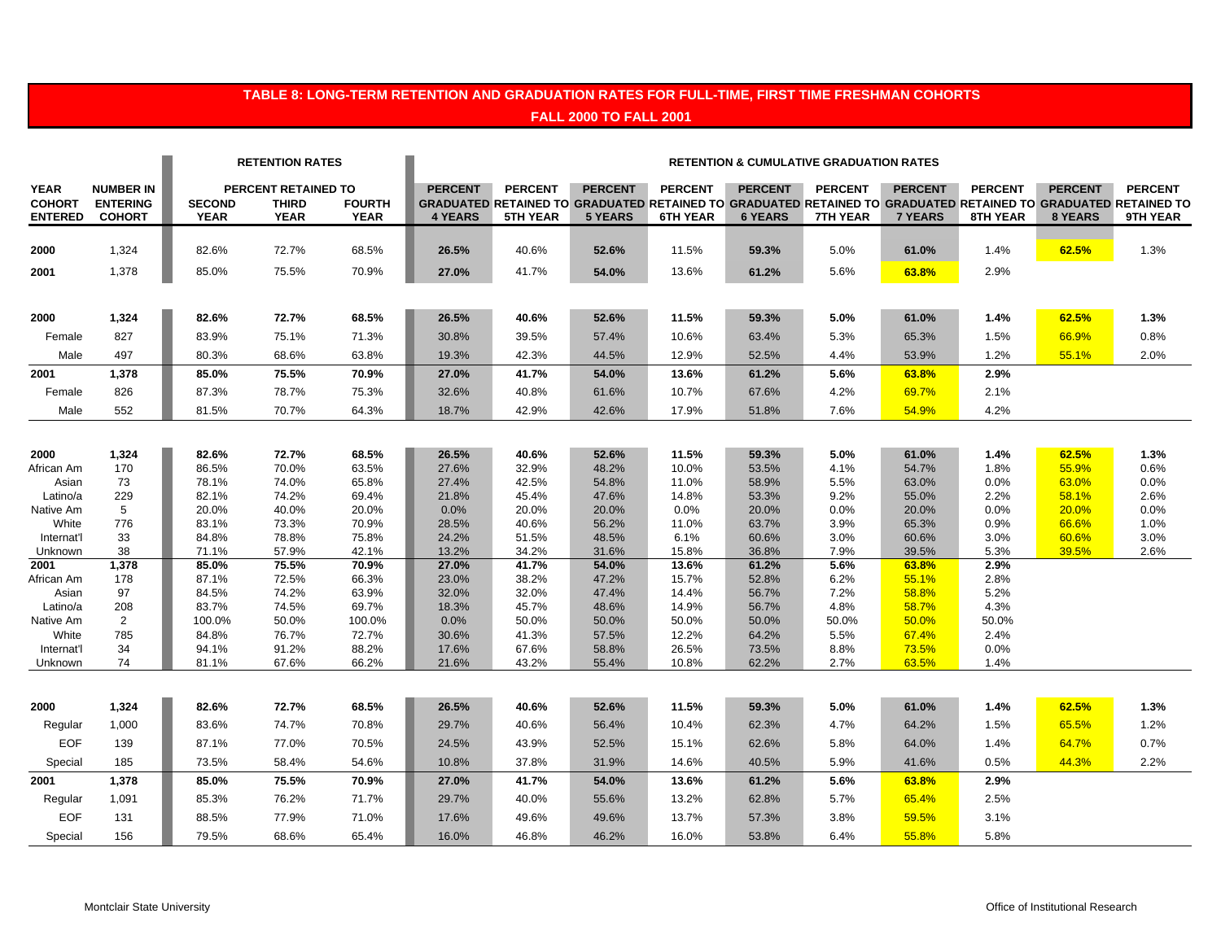# TABLE 8: LONG-TERM RETENTION AND GRADUATION RATES FOR FULL-TIME, FIRST TIME FRESHMAN COHORTS

## FALL 2000 TO FALL 2001

| | | RETENTION RATES | | | RETENTION & CUMULATIVE GRADUATION RATES | | | | | | | | | |
|---|---|---|---|---|---|---|---|---|---|---|---|---|---|---|
| | | PERCENT RETAINED TO | | | | | | | | | | | | |
| YEAR COHORT ENTERED | NUMBER IN ENTERING COHORT | SECOND YEAR | THIRD YEAR | FOURTH YEAR | PERCENT GRADUATED 4 YEARS | PERCENT RETAINED TO 5TH YEAR | PERCENT GRADUATED 5 YEARS | PERCENT RETAINED TO 6TH YEAR | PERCENT GRADUATED 6 YEARS | PERCENT RETAINED TO 7TH YEAR | PERCENT GRADUATED 7 YEARS | PERCENT RETAINED TO 8TH YEAR | PERCENT GRADUATED 8 YEARS | PERCENT RETAINED TO 9TH YEAR |
| **2000** | 1,324 | 82.6% | 72.7% | 68.5% | **26.5%** | 40.6% | **52.6%** | 11.5% | **59.3%** | 5.0% | **61.0%** | 1.4% | **62.5%** | 1.3% |
| **2001** | 1,378 | 85.0% | 75.5% | 70.9% | **27.0%** | 41.7% | **54.0%** | 13.6% | **61.2%** | 5.6% | **63.8%** | 2.9% | | |
| | | | | | | | | | | | | | | |
| **2000** | **1,324** | **82.6%** | **72.7%** | **68.5%** | **26.5%** | **40.6%** | **52.6%** | **11.5%** | **59.3%** | **5.0%** | **61.0%** | **1.4%** | **62.5%** | **1.3%** |
| Female | 827 | 83.9% | 75.1% | 71.3% | 30.8% | 39.5% | 57.4% | 10.6% | 63.4% | 5.3% | 65.3% | 1.5% | 66.9% | 0.8% |
| Male | 497 | 80.3% | 68.6% | 63.8% | 19.3% | 42.3% | 44.5% | 12.9% | 52.5% | 4.4% | 53.9% | 1.2% | 55.1% | 2.0% |
| **2001** | **1,378** | **85.0%** | **75.5%** | **70.9%** | **27.0%** | **41.7%** | **54.0%** | **13.6%** | **61.2%** | **5.6%** | **63.8%** | **2.9%** | | |
| Female | 826 | 87.3% | 78.7% | 75.3% | 32.6% | 40.8% | 61.6% | 10.7% | 67.6% | 4.2% | 69.7% | 2.1% | | |
| Male | 552 | 81.5% | 70.7% | 64.3% | 18.7% | 42.9% | 42.6% | 17.9% | 51.8% | 7.6% | 54.9% | 4.2% | | |
| | | | | | | | | | | | | | | |
| **2000** | **1,324** | **82.6%** | **72.7%** | **68.5%** | **26.5%** | **40.6%** | **52.6%** | **11.5%** | **59.3%** | **5.0%** | **61.0%** | **1.4%** | **62.5%** | **1.3%** |
| African Am | 170 | 86.5% | 70.0% | 63.5% | 27.6% | 32.9% | 48.2% | 10.0% | 53.5% | 4.1% | 54.7% | 1.8% | 55.9% | 0.6% |
| Asian | 73 | 78.1% | 74.0% | 65.8% | 27.4% | 42.5% | 54.8% | 11.0% | 58.9% | 5.5% | 63.0% | 0.0% | 63.0% | 0.0% |
| Latino/a | 229 | 82.1% | 74.2% | 69.4% | 21.8% | 45.4% | 47.6% | 14.8% | 53.3% | 9.2% | 55.0% | 2.2% | 58.1% | 2.6% |
| Native Am | 5 | 20.0% | 40.0% | 20.0% | 0.0% | 20.0% | 20.0% | 0.0% | 20.0% | 0.0% | 20.0% | 0.0% | 20.0% | 0.0% |
| White | 776 | 83.1% | 73.3% | 70.9% | 28.5% | 40.6% | 56.2% | 11.0% | 63.7% | 3.9% | 65.3% | 0.9% | 66.6% | 1.0% |
| Internat'l | 33 | 84.8% | 78.8% | 75.8% | 24.2% | 51.5% | 48.5% | 6.1% | 60.6% | 3.0% | 60.6% | 3.0% | 60.6% | 3.0% |
| Unknown | 38 | 71.1% | 57.9% | 42.1% | 13.2% | 34.2% | 31.6% | 15.8% | 36.8% | 7.9% | 39.5% | 5.3% | 39.5% | 2.6% |
| **2001** | **1,378** | **85.0%** | **75.5%** | **70.9%** | **27.0%** | **41.7%** | **54.0%** | **13.6%** | **61.2%** | **5.6%** | **63.8%** | **2.9%** | | |
| African Am | 178 | 87.1% | 72.5% | 66.3% | 23.0% | 38.2% | 47.2% | 15.7% | 52.8% | 6.2% | 55.1% | 2.8% | | |
| Asian | 97 | 84.5% | 74.2% | 63.9% | 32.0% | 32.0% | 47.4% | 14.4% | 56.7% | 7.2% | 58.8% | 5.2% | | |
| Latino/a | 208 | 83.7% | 74.5% | 69.7% | 18.3% | 45.7% | 48.6% | 14.9% | 56.7% | 4.8% | 58.7% | 4.3% | | |
| Native Am | 2 | 100.0% | 50.0% | 100.0% | 0.0% | 50.0% | 50.0% | 50.0% | 50.0% | 50.0% | 50.0% | 50.0% | | |
| White | 785 | 84.8% | 76.7% | 72.7% | 30.6% | 41.3% | 57.5% | 12.2% | 64.2% | 5.5% | 67.4% | 2.4% | | |
| Internat'l | 34 | 94.1% | 91.2% | 88.2% | 17.6% | 67.6% | 58.8% | 26.5% | 73.5% | 8.8% | 73.5% | 0.0% | | |
| Unknown | 74 | 81.1% | 67.6% | 66.2% | 21.6% | 43.2% | 55.4% | 10.8% | 62.2% | 2.7% | 63.5% | 1.4% | | |
| | | | | | | | | | | | | | | |
| **2000** | **1,324** | **82.6%** | **72.7%** | **68.5%** | **26.5%** | **40.6%** | **52.6%** | **11.5%** | **59.3%** | **5.0%** | **61.0%** | **1.4%** | **62.5%** | **1.3%** |
| Regular | 1,000 | 83.6% | 74.7% | 70.8% | 29.7% | 40.6% | 56.4% | 10.4% | 62.3% | 4.7% | 64.2% | 1.5% | 65.5% | 1.2% |
| EOF | 139 | 87.1% | 77.0% | 70.5% | 24.5% | 43.9% | 52.5% | 15.1% | 62.6% | 5.8% | 64.0% | 1.4% | 64.7% | 0.7% |
| Special | 185 | 73.5% | 58.4% | 54.6% | 10.8% | 37.8% | 31.9% | 14.6% | 40.5% | 5.9% | 41.6% | 0.5% | 44.3% | 2.2% |
| **2001** | **1,378** | **85.0%** | **75.5%** | **70.9%** | **27.0%** | **41.7%** | **54.0%** | **13.6%** | **61.2%** | **5.6%** | **63.8%** | **2.9%** | | |
| Regular | 1,091 | 85.3% | 76.2% | 71.7% | 29.7% | 40.0% | 55.6% | 13.2% | 62.8% | 5.7% | 65.4% | 2.5% | | |
| EOF | 131 | 88.5% | 77.9% | 71.0% | 17.6% | 49.6% | 49.6% | 13.7% | 57.3% | 3.8% | 59.5% | 3.1% | | |
| Special | 156 | 79.5% | 68.6% | 65.4% | 16.0% | 46.8% | 46.2% | 16.0% | 53.8% | 6.4% | 55.8% | 5.8% | | |

Montclair State University — Office of Institutional Research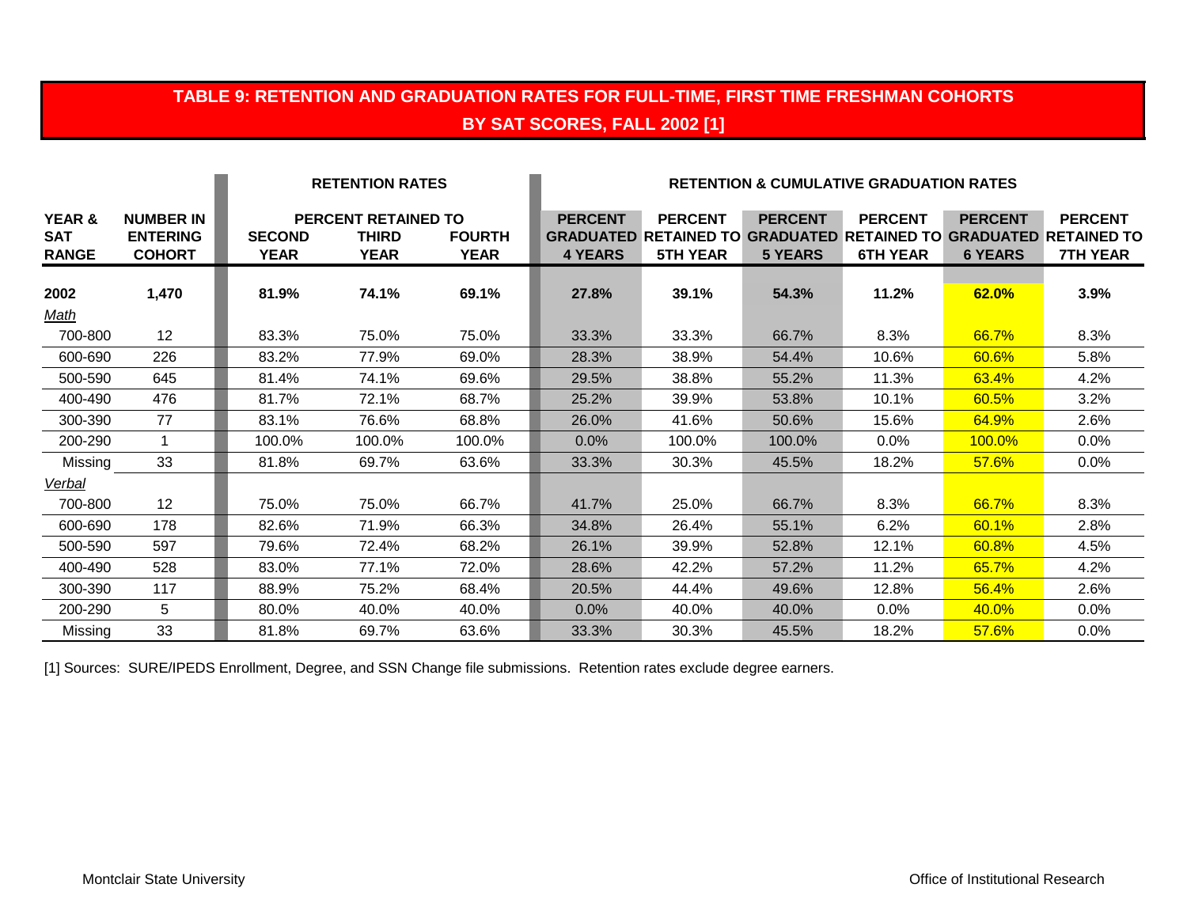## TABLE 9: RETENTION AND GRADUATION RATES FOR FULL-TIME, FIRST TIME FRESHMAN COHORTS BY SAT SCORES, FALL 2002 [1]

| | | RETENTION RATES | | | RETENTION & CUMULATIVE GRADUATION RATES | | | | | |
|---|---|---|---|---|---|---|---|---|---|---|
| | | PERCENT RETAINED TO | | | | | | | | |
| YEAR & SAT RANGE | NUMBER IN ENTERING COHORT | SECOND YEAR | THIRD YEAR | FOURTH YEAR | PERCENT GRADUATED 4 YEARS | PERCENT RETAINED TO 5TH YEAR | PERCENT GRADUATED 5 YEARS | PERCENT RETAINED TO 6TH YEAR | PERCENT GRADUATED 6 YEARS | PERCENT RETAINED TO 7TH YEAR |
| **2002** | **1,470** | **81.9%** | **74.1%** | **69.1%** | **27.8%** | **39.1%** | **54.3%** | **11.2%** | **62.0%** | **3.9%** |
| *Math* | | | | | | | | | | |
| 700-800 | 12 | 83.3% | 75.0% | 75.0% | 33.3% | 33.3% | 66.7% | 8.3% | 66.7% | 8.3% |
| 600-690 | 226 | 83.2% | 77.9% | 69.0% | 28.3% | 38.9% | 54.4% | 10.6% | 60.6% | 5.8% |
| 500-590 | 645 | 81.4% | 74.1% | 69.6% | 29.5% | 38.8% | 55.2% | 11.3% | 63.4% | 4.2% |
| 400-490 | 476 | 81.7% | 72.1% | 68.7% | 25.2% | 39.9% | 53.8% | 10.1% | 60.5% | 3.2% |
| 300-390 | 77 | 83.1% | 76.6% | 68.8% | 26.0% | 41.6% | 50.6% | 15.6% | 64.9% | 2.6% |
| 200-290 | 1 | 100.0% | 100.0% | 100.0% | 0.0% | 100.0% | 100.0% | 0.0% | 100.0% | 0.0% |
| Missing | 33 | 81.8% | 69.7% | 63.6% | 33.3% | 30.3% | 45.5% | 18.2% | 57.6% | 0.0% |
| *Verbal* | | | | | | | | | | |
| 700-800 | 12 | 75.0% | 75.0% | 66.7% | 41.7% | 25.0% | 66.7% | 8.3% | 66.7% | 8.3% |
| 600-690 | 178 | 82.6% | 71.9% | 66.3% | 34.8% | 26.4% | 55.1% | 6.2% | 60.1% | 2.8% |
| 500-590 | 597 | 79.6% | 72.4% | 68.2% | 26.1% | 39.9% | 52.8% | 12.1% | 60.8% | 4.5% |
| 400-490 | 528 | 83.0% | 77.1% | 72.0% | 28.6% | 42.2% | 57.2% | 11.2% | 65.7% | 4.2% |
| 300-390 | 117 | 88.9% | 75.2% | 68.4% | 20.5% | 44.4% | 49.6% | 12.8% | 56.4% | 2.6% |
| 200-290 | 5 | 80.0% | 40.0% | 40.0% | 0.0% | 40.0% | 40.0% | 0.0% | 40.0% | 0.0% |
| Missing | 33 | 81.8% | 69.7% | 63.6% | 33.3% | 30.3% | 45.5% | 18.2% | 57.6% | 0.0% |

[1] Sources: SURE/IPEDS Enrollment, Degree, and SSN Change file submissions. Retention rates exclude degree earners.